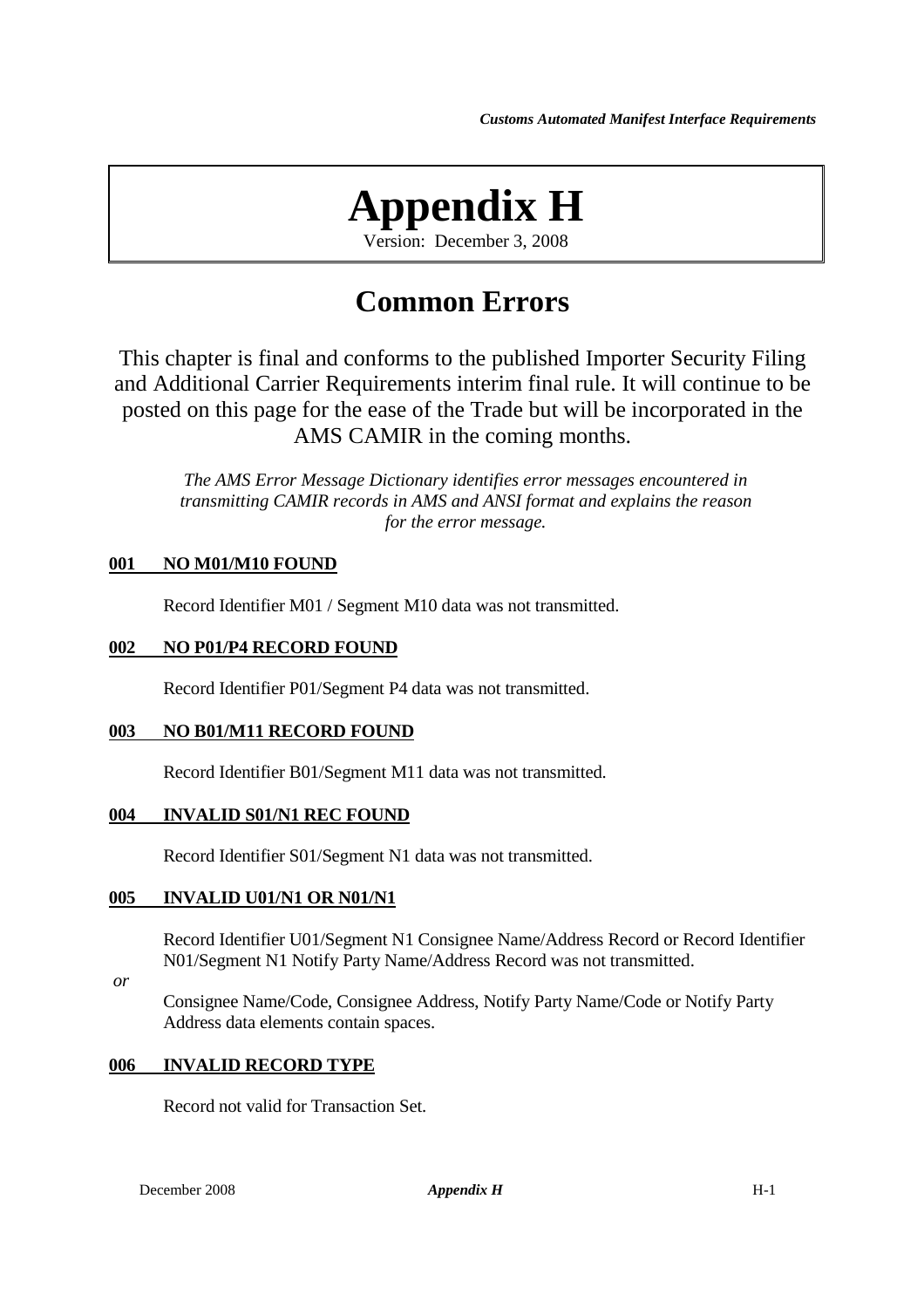# Appendix H

Version: December 3, 2008

## Common Errors

This chapter is final and conforms to the published Importer Security Filing and Additional Carrier Requirements interim final rule. It will continue to be posted on this page for the ease of the Trade but will be incorporated in the AMS CAMIR in the coming months.

*The AMS Error Message Dictionary identifies error messages encountered in transmitting CAMIR records in AMS and ANSI format and explains the reason for the error message.*

**001 NO M01/M10 FOUND**

Record Identifier M01 / Segment M10 data was not transmitted.

**002 NO P01/P4 RECORD FOUND**

Record Identifier P01/Segment P4 data was not transmitted.

**003 NO B01/M11 RECORD FOUND**

Record Identifier B01/Segment M11 data was not transmitted.

**004 INVALID S01/N1 REC FOUND**

Record Identifier S01/Segment N1 data was not transmitted.

**005 INVALID U01/N1 OR N01/N1**

Record Identifier U01/Segment N1 Consignee Name/Address Record or Record Identifier N01/Segment N1 Notify Party Name/Address Record was not transmitted.

*or*

Consignee Name/Code, Consignee Address, Notify Party Name/Code or Notify Party Address data elements contain spaces.

**006 INVALID RECORD TYPE**

Record not valid for Transaction Set.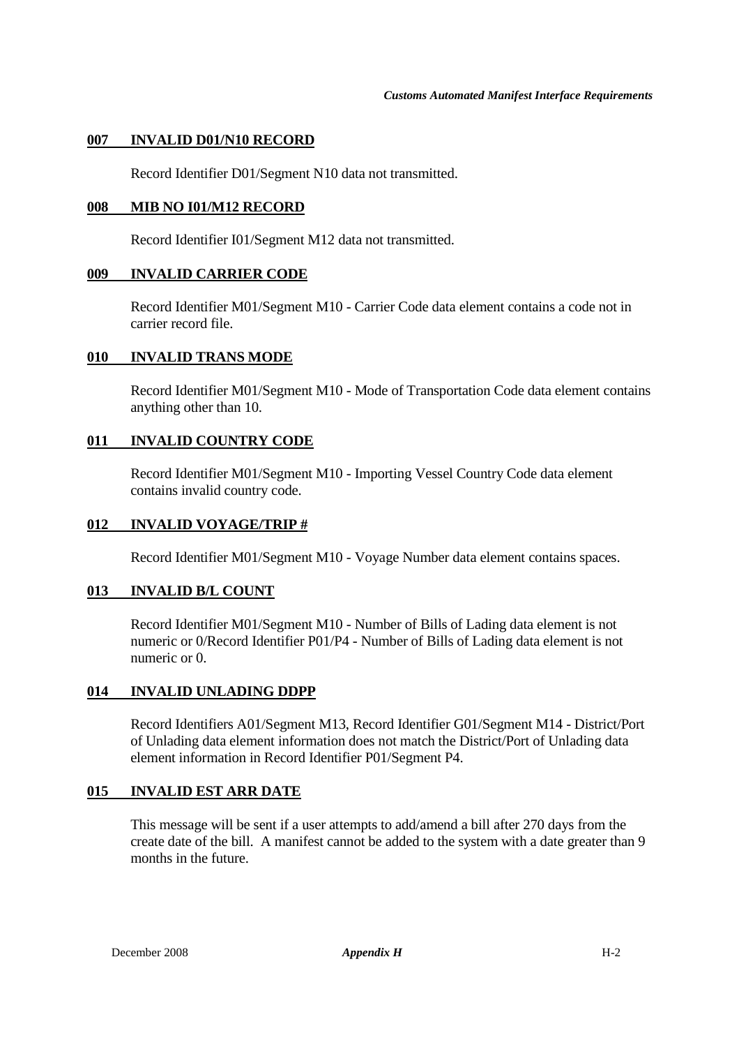### **007 INVALID D01/N10 RECORD**

Record Identifier D01/Segment N10 data not transmitted.

### **008 MIB NO I01/M12 RECORD**

Record Identifier I01/Segment M12 data not transmitted.

### **009 INVALID CARRIER CODE**

Record Identifier M01/Segment M10 - Carrier Code data element contains a code not in carrier record file.

### **010 INVALID TRANS MODE**

Record Identifier M01/Segment M10 - Mode of Transportation Code data element contains anything other than 10.

### **011 INVALID COUNTRY CODE**

Record Identifier M01/Segment M10 - Importing Vessel Country Code data element contains invalid country code.

### **012 INVALID VOYAGE/TRIP #**

Record Identifier M01/Segment M10 - Voyage Number data element contains spaces.

### **013 INVALID B/L COUNT**

Record Identifier M01/Segment M10 - Number of Bills of Lading data element is not numeric or 0/Record Identifier P01/P4 - Number of Bills of Lading data element is not numeric or 0.

### **014 INVALID UNLADING DDPP**

Record Identifiers A01/Segment M13, Record Identifier G01/Segment M14 - District/Port of Unlading data element information does not match the District/Port of Unlading data element information in Record Identifier P01/Segment P4.

### **015 INVALID EST ARR DATE**

This message will be sent if a user attempts to add/amend a bill after 270 days from the create date of the bill. A manifest cannot be added to the system with a date greater than 9 months in the future.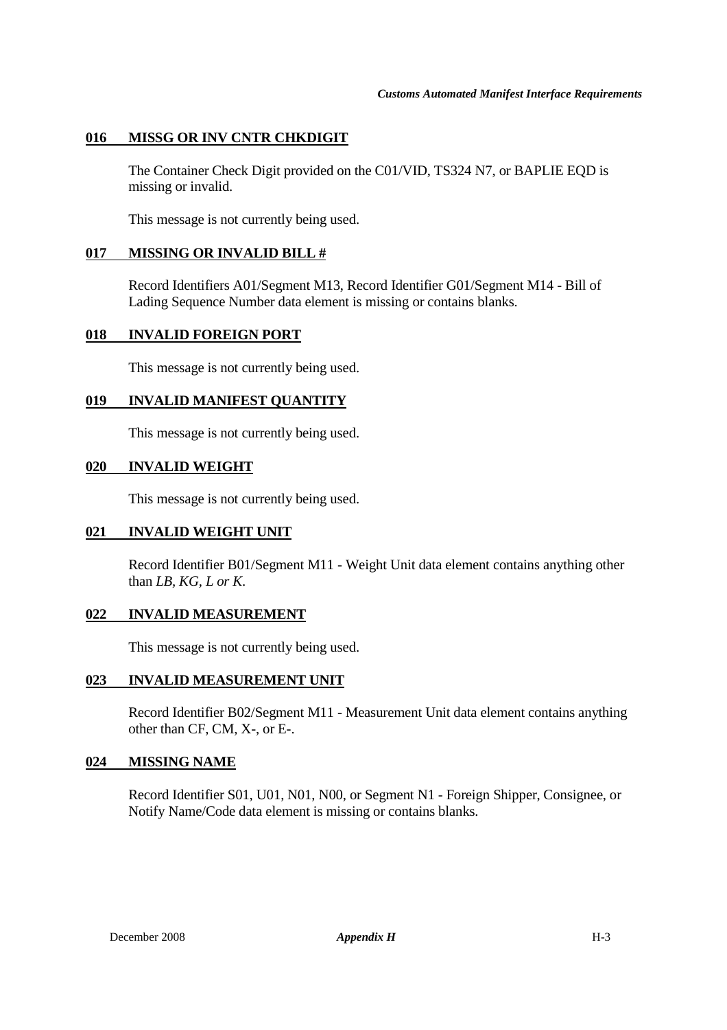### 016 MISSG OR INV CNTR CHKDIGIT

The Container Check Digit provided on the C01/VID, TS324 N7, or BAPLIE EQD is missing or invalid.

This message is not currently being used.

### 017 MISSING OR INVALID BILL #

Record Identifiers A01/Segment M13, Record Identifier G01/Segment M14 - Bill of Lading Sequence Number data element is missing or contains blanks.

### 018 INVALID FOREIGN PORT

This message is not currently being used.

### 019 INVALID MANIFEST QUANTITY

This message is not currently being used.

### 020 INVALID WEIGHT

This message is not currently being used.

### 021 INVALID WEIGHT UNIT

Record Identifier B01/Segment M11 - Weight Unit data element contains anything other than *LB, KG, L or K*.

### 022 INVALID MEASUREMENT

This message is not currently being used.

### 023 INVALID MEASUREMENT UNIT

Record Identifier B02/Segment M11 - Measurement Unit data element contains anything other than CF, CM, X-, or E-.

### 024 MISSING NAME

Record Identifier S01, U01, N01, N00, or Segment N1 - Foreign Shipper, Consignee, or Notify Name/Code data element is missing or contains blanks.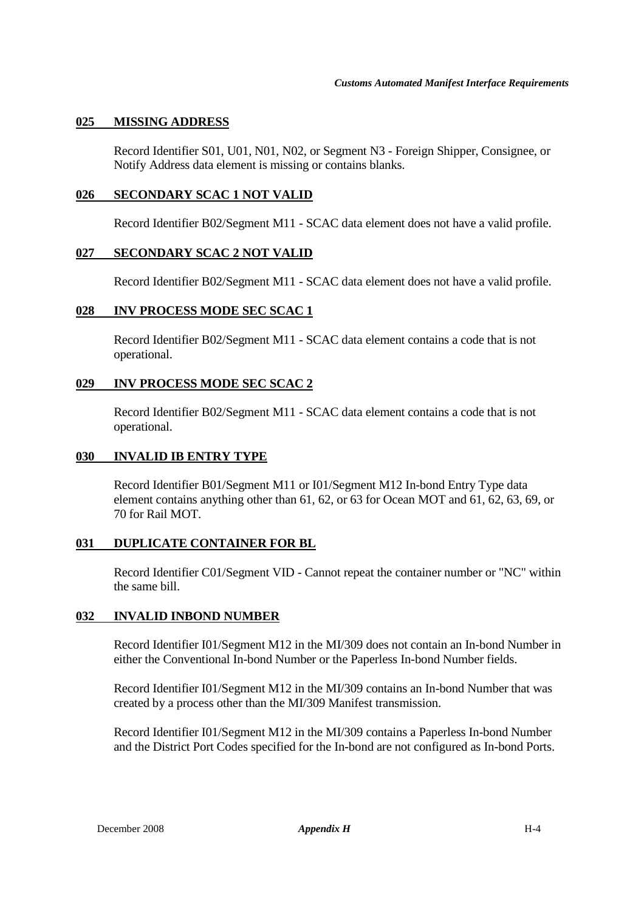### 025 MISSING ADDRESS

Record Identifier S01, U01, N01, N02, or Segment N3 - Foreign Shipper, Consignee, or Notify Address data element is missing or contains blanks.

### 026 SECONDARY SCAC 1 NOT VALID

Record Identifier B02/Segment M11 - SCAC data element does not have a valid profile.

### 027 SECONDARY SCAC 2 NOT VALID

Record Identifier B02/Segment M11 - SCAC data element does not have a valid profile.

### 028 INV PROCESS MODE SEC SCAC 1

Record Identifier B02/Segment M11 - SCAC data element contains a code that is not operational.

### 029 INV PROCESS MODE SEC SCAC 2

Record Identifier B02/Segment M11 - SCAC data element contains a code that is not operational.

### 030 INVALID IB ENTRY TYPE

Record Identifier B01/Segment M11 or I01/Segment M12 In-bond Entry Type data element contains anything other than 61, 62, or 63 for Ocean MOT and 61, 62, 63, 69, or 70 for Rail MOT.

### 031 DUPLICATE CONTAINER FOR BL

Record Identifier C01/Segment VID - Cannot repeat the container number or "NC" within the same bill.

### 032 INVALID INBOND NUMBER

Record Identifier I01/Segment M12 in the MI/309 does not contain an In-bond Number in either the Conventional In-bond Number or the Paperless In-bond Number fields.

Record Identifier I01/Segment M12 in the MI/309 contains an In-bond Number that was created by a process other than the MI/309 Manifest transmission.

Record Identifier I01/Segment M12 in the MI/309 contains a Paperless In-bond Number and the District Port Codes specified for the In-bond are not configured as In-bond Ports.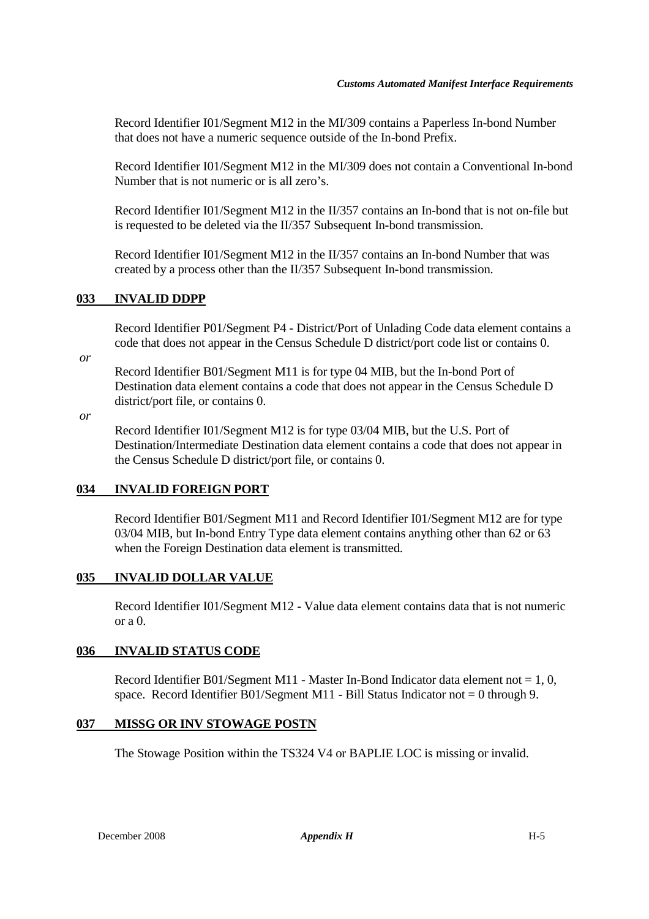Record Identifier I01/Segment M12 in the MI/309 contains a Paperless In-bond Number that does not have a numeric sequence outside of the In-bond Prefix.

Record Identifier I01/Segment M12 in the MI/309 does not contain a Conventional In-bond Number that is not numeric or is all zero's.

Record Identifier I01/Segment M12 in the II/357 contains an In-bond that is not on-file but is requested to be deleted via the II/357 Subsequent In-bond transmission.

Record Identifier I01/Segment M12 in the II/357 contains an In-bond Number that was created by a process other than the II/357 Subsequent In-bond transmission.

## 033 INVALID DDPP

Record Identifier P01/Segment P4 - District/Port of Unlading Code data element contains a code that does not appear in the Census Schedule D district/port code list or contains 0.

*or*

Record Identifier B01/Segment M11 is for type 04 MIB, but the In-bond Port of Destination data element contains a code that does not appear in the Census Schedule D district/port file, or contains 0.

*or*

Record Identifier I01/Segment M12 is for type 03/04 MIB, but the U.S. Port of Destination/Intermediate Destination data element contains a code that does not appear in the Census Schedule D district/port file, or contains 0.

## 034 INVALID FOREIGN PORT

Record Identifier B01/Segment M11 and Record Identifier I01/Segment M12 are for type 03/04 MIB, but In-bond Entry Type data element contains anything other than 62 or 63 when the Foreign Destination data element is transmitted.

## 035 INVALID DOLLAR VALUE

Record Identifier I01/Segment M12 - Value data element contains data that is not numeric or a 0.

## 036 INVALID STATUS CODE

Record Identifier B01/Segment M11 - Master In-Bond Indicator data element not = 1, 0, space. Record Identifier B01/Segment M11 - Bill Status Indicator not = 0 through 9.

## 037 MISSG OR INV STOWAGE POSTN

The Stowage Position within the TS324 V4 or BAPLIE LOC is missing or invalid.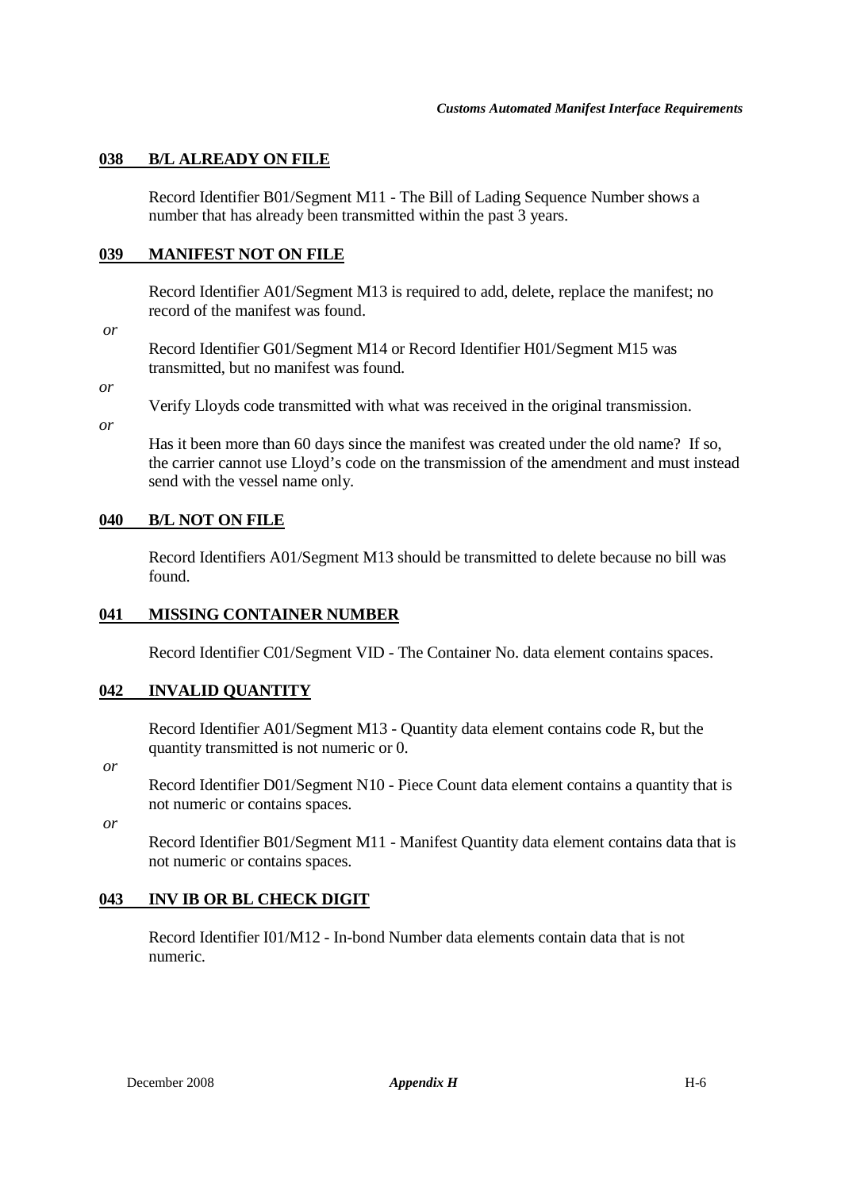**<u>038 B/L ALREADY ON FILE</u>**

Record Identifier B01/Segment M11 - The Bill of Lading Sequence Number shows a number that has already been transmitted within the past 3 years.

**<u>039 MANIFEST NOT ON FILE</u>**

Record Identifier A01/Segment M13 is required to add, delete, replace the manifest; no record of the manifest was found.

*or*

Record Identifier G01/Segment M14 or Record Identifier H01/Segment M15 was transmitted, but no manifest was found.

*or*

Verify Lloyds code transmitted with what was received in the original transmission.

*or*

Has it been more than 60 days since the manifest was created under the old name? If so, the carrier cannot use Lloyd's code on the transmission of the amendment and must instead send with the vessel name only.

**<u>040 B/L NOT ON FILE</u>**

Record Identifiers A01/Segment M13 should be transmitted to delete because no bill was found.

**<u>041 MISSING CONTAINER NUMBER</u>**

Record Identifier C01/Segment VID - The Container No. data element contains spaces.

**<u>042 INVALID QUANTITY</u>**

Record Identifier A01/Segment M13 - Quantity data element contains code R, but the quantity transmitted is not numeric or 0.

*or*

Record Identifier D01/Segment N10 - Piece Count data element contains a quantity that is not numeric or contains spaces.

*or*

Record Identifier B01/Segment M11 - Manifest Quantity data element contains data that is not numeric or contains spaces.

**<u>043 INV IB OR BL CHECK DIGIT</u>**

Record Identifier I01/M12 - In-bond Number data elements contain data that is not numeric.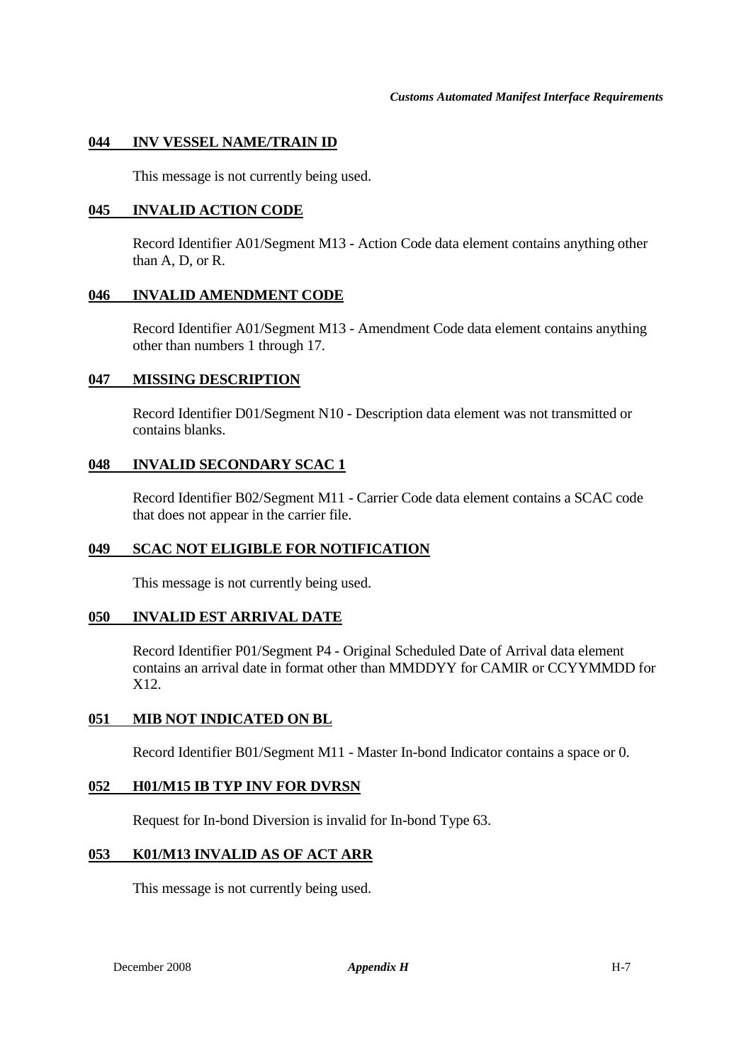**044 INV VESSEL NAME/TRAIN ID**

This message is not currently being used.

**045 INVALID ACTION CODE**

Record Identifier A01/Segment M13 - Action Code data element contains anything other than A, D, or R.

**046 INVALID AMENDMENT CODE**

Record Identifier A01/Segment M13 - Amendment Code data element contains anything other than numbers 1 through 17.

**047 MISSING DESCRIPTION**

Record Identifier D01/Segment N10 - Description data element was not transmitted or contains blanks.

**048 INVALID SECONDARY SCAC 1**

Record Identifier B02/Segment M11 - Carrier Code data element contains a SCAC code that does not appear in the carrier file.

**049 SCAC NOT ELIGIBLE FOR NOTIFICATION**

This message is not currently being used.

**050 INVALID EST ARRIVAL DATE**

Record Identifier P01/Segment P4 - Original Scheduled Date of Arrival data element contains an arrival date in format other than MMDDYY for CAMIR or CCYYMMDD for X12.

**051 MIB NOT INDICATED ON BL**

Record Identifier B01/Segment M11 - Master In-bond Indicator contains a space or 0.

**052 H01/M15 IB TYP INV FOR DVRSN**

Request for In-bond Diversion is invalid for In-bond Type 63.

**053 K01/M13 INVALID AS OF ACT ARR**

This message is not currently being used.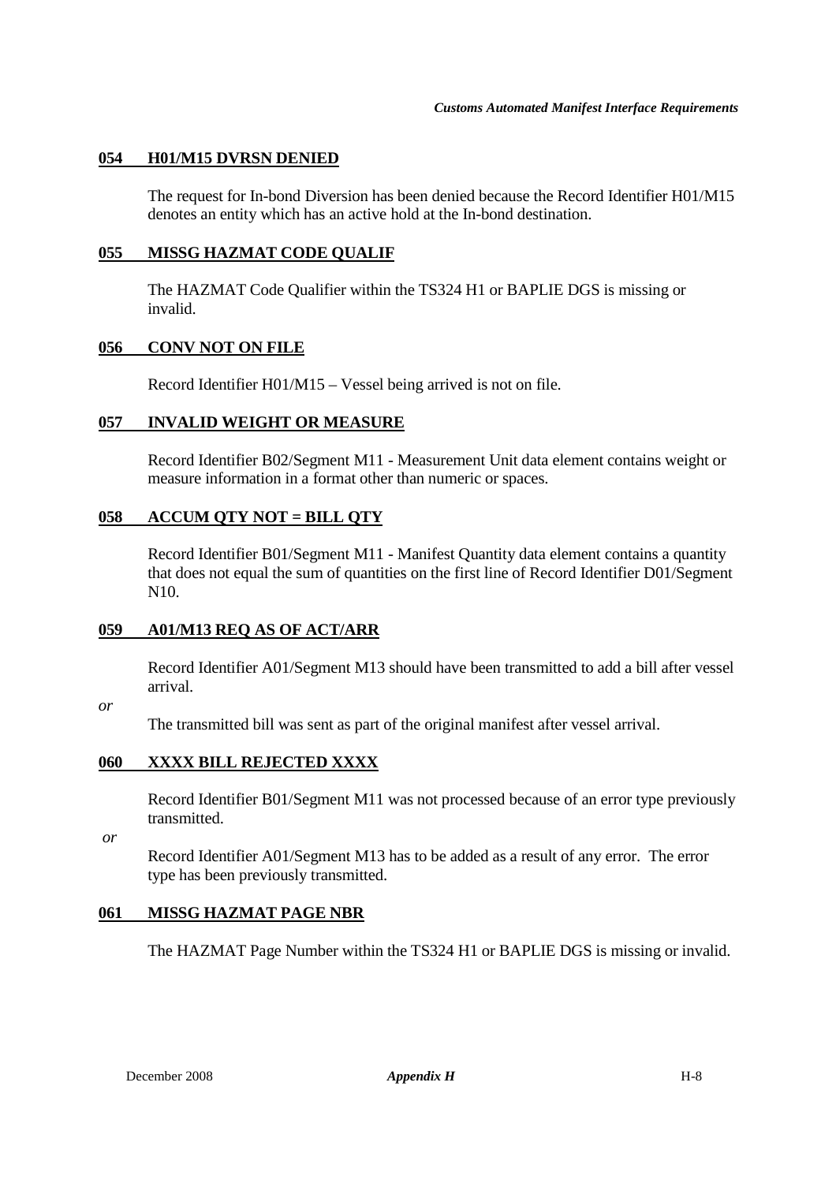**054 H01/M15 DVRSN DENIED**

The request for In-bond Diversion has been denied because the Record Identifier H01/M15 denotes an entity which has an active hold at the In-bond destination.

**055 MISSG HAZMAT CODE QUALIF**

The HAZMAT Code Qualifier within the TS324 H1 or BAPLIE DGS is missing or invalid.

**056 CONV NOT ON FILE**

Record Identifier H01/M15 – Vessel being arrived is not on file.

**057 INVALID WEIGHT OR MEASURE**

Record Identifier B02/Segment M11 - Measurement Unit data element contains weight or measure information in a format other than numeric or spaces.

**058 ACCUM QTY NOT = BILL QTY**

Record Identifier B01/Segment M11 - Manifest Quantity data element contains a quantity that does not equal the sum of quantities on the first line of Record Identifier D01/Segment N10.

**059 A01/M13 REQ AS OF ACT/ARR**

Record Identifier A01/Segment M13 should have been transmitted to add a bill after vessel arrival.

*or*

The transmitted bill was sent as part of the original manifest after vessel arrival.

**060 XXXX BILL REJECTED XXXX**

Record Identifier B01/Segment M11 was not processed because of an error type previously transmitted.

*or*

Record Identifier A01/Segment M13 has to be added as a result of any error. The error type has been previously transmitted.

**061 MISSG HAZMAT PAGE NBR**

The HAZMAT Page Number within the TS324 H1 or BAPLIE DGS is missing or invalid.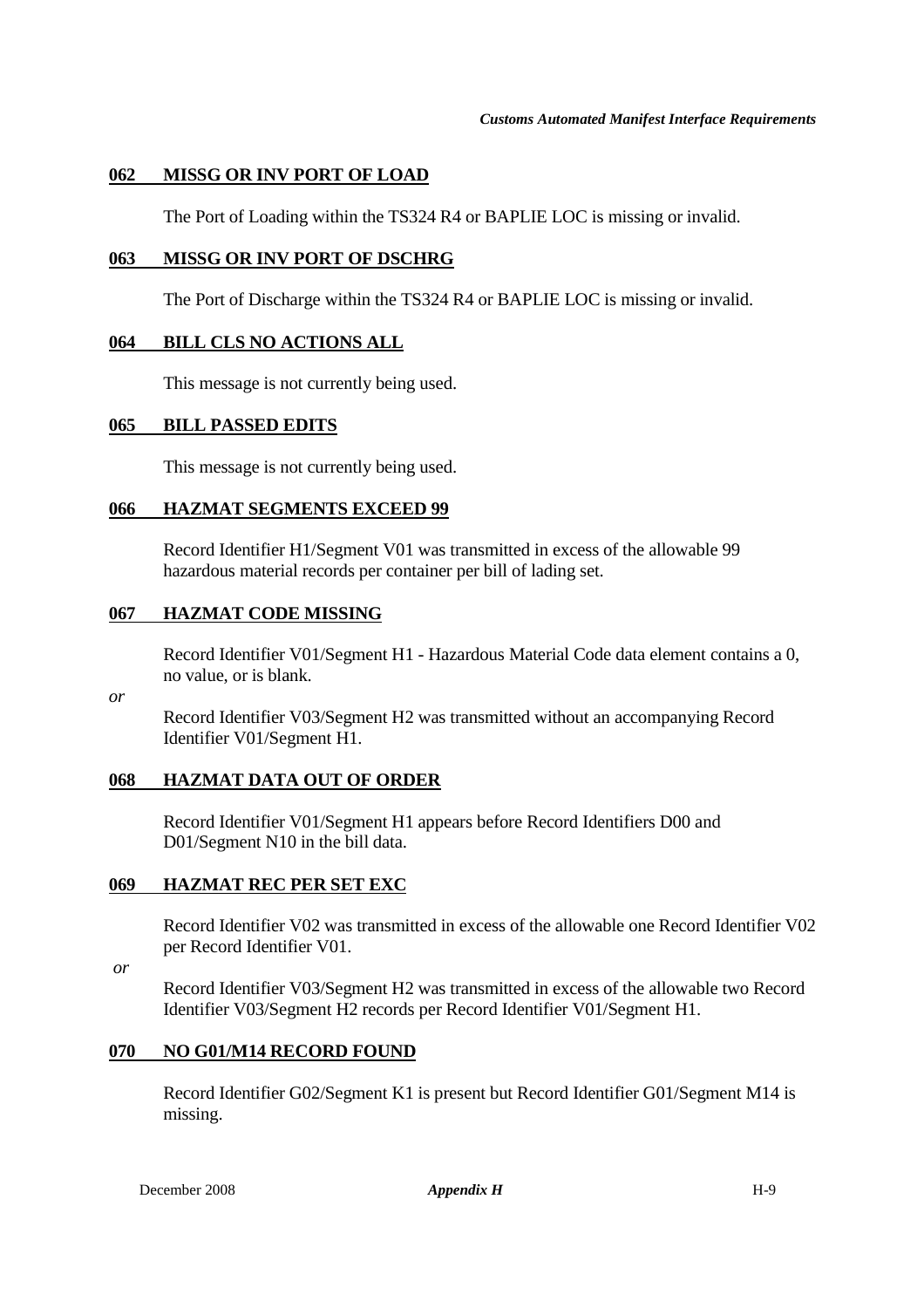#### 062 MISSG OR INV PORT OF LOAD

The Port of Loading within the TS324 R4 or BAPLIE LOC is missing or invalid.

#### 063 MISSG OR INV PORT OF DSCHRG

The Port of Discharge within the TS324 R4 or BAPLIE LOC is missing or invalid.

#### 064 BILL CLS NO ACTIONS ALL

This message is not currently being used.

#### 065 BILL PASSED EDITS

This message is not currently being used.

#### 066 HAZMAT SEGMENTS EXCEED 99

Record Identifier H1/Segment V01 was transmitted in excess of the allowable 99 hazardous material records per container per bill of lading set.

#### 067 HAZMAT CODE MISSING

Record Identifier V01/Segment H1 - Hazardous Material Code data element contains a 0, no value, or is blank.

*or*

Record Identifier V03/Segment H2 was transmitted without an accompanying Record Identifier V01/Segment H1.

#### 068 HAZMAT DATA OUT OF ORDER

Record Identifier V01/Segment H1 appears before Record Identifiers D00 and D01/Segment N10 in the bill data.

#### 069 HAZMAT REC PER SET EXC

Record Identifier V02 was transmitted in excess of the allowable one Record Identifier V02 per Record Identifier V01.

*or*

Record Identifier V03/Segment H2 was transmitted in excess of the allowable two Record Identifier V03/Segment H2 records per Record Identifier V01/Segment H1.

#### 070 NO G01/M14 RECORD FOUND

Record Identifier G02/Segment K1 is present but Record Identifier G01/Segment M14 is missing.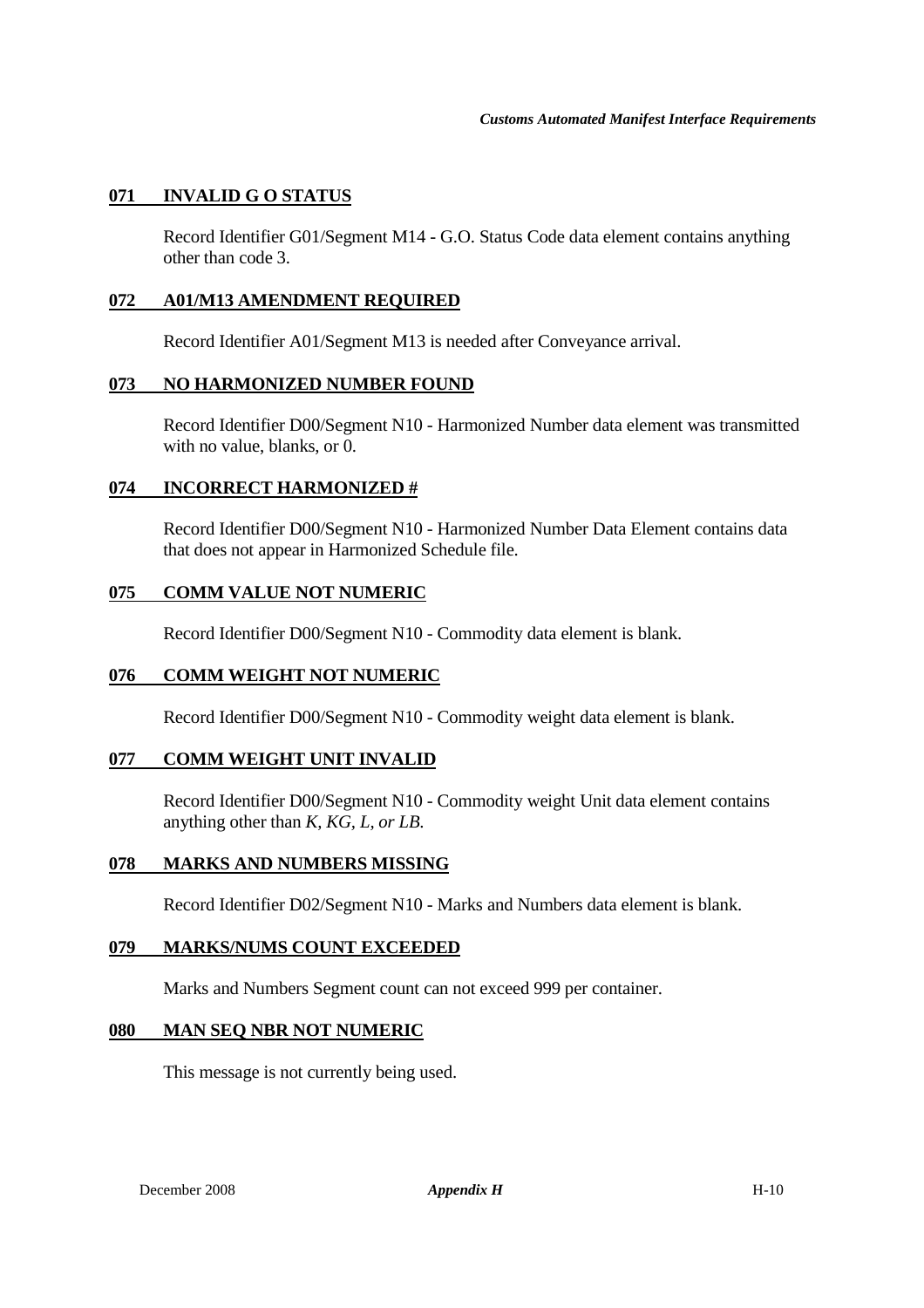**071 INVALID G O STATUS**

Record Identifier G01/Segment M14 - G.O. Status Code data element contains anything other than code 3.

**072 A01/M13 AMENDMENT REQUIRED**

Record Identifier A01/Segment M13 is needed after Conveyance arrival.

**073 NO HARMONIZED NUMBER FOUND**

Record Identifier D00/Segment N10 - Harmonized Number data element was transmitted with no value, blanks, or 0.

**074 INCORRECT HARMONIZED #**

Record Identifier D00/Segment N10 - Harmonized Number Data Element contains data that does not appear in Harmonized Schedule file.

**075 COMM VALUE NOT NUMERIC**

Record Identifier D00/Segment N10 - Commodity data element is blank.

**076 COMM WEIGHT NOT NUMERIC**

Record Identifier D00/Segment N10 - Commodity weight data element is blank.

**077 COMM WEIGHT UNIT INVALID**

Record Identifier D00/Segment N10 - Commodity weight Unit data element contains anything other than *K, KG, L, or LB.*

**078 MARKS AND NUMBERS MISSING**

Record Identifier D02/Segment N10 - Marks and Numbers data element is blank.

**079 MARKS/NUMS COUNT EXCEEDED**

Marks and Numbers Segment count can not exceed 999 per container.

**080 MAN SEQ NBR NOT NUMERIC**

This message is not currently being used.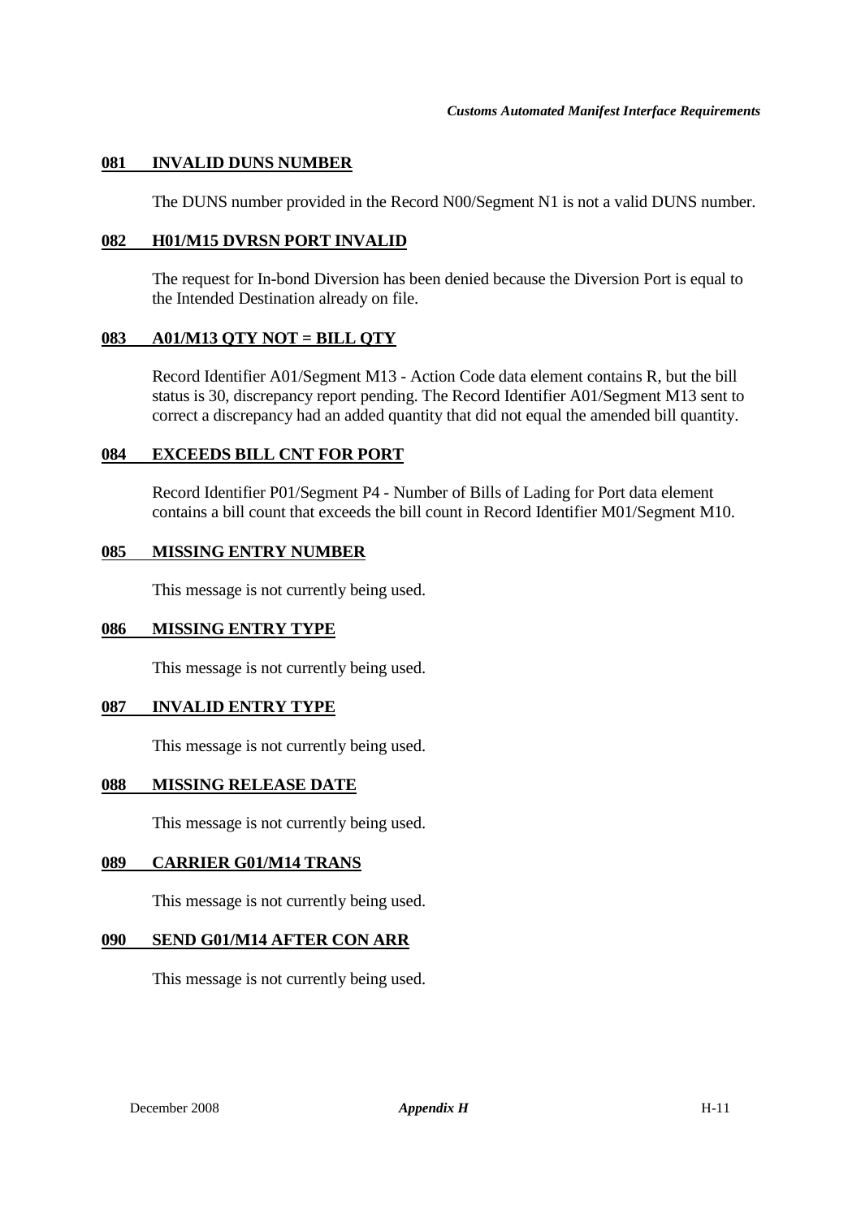### 081 INVALID DUNS NUMBER

The DUNS number provided in the Record N00/Segment N1 is not a valid DUNS number.

### 082 H01/M15 DVRSN PORT INVALID

The request for In-bond Diversion has been denied because the Diversion Port is equal to the Intended Destination already on file.

### 083 A01/M13 QTY NOT = BILL QTY

Record Identifier A01/Segment M13 - Action Code data element contains R, but the bill status is 30, discrepancy report pending. The Record Identifier A01/Segment M13 sent to correct a discrepancy had an added quantity that did not equal the amended bill quantity.

### 084 EXCEEDS BILL CNT FOR PORT

Record Identifier P01/Segment P4 - Number of Bills of Lading for Port data element contains a bill count that exceeds the bill count in Record Identifier M01/Segment M10.

### 085 MISSING ENTRY NUMBER

This message is not currently being used.

### 086 MISSING ENTRY TYPE

This message is not currently being used.

### 087 INVALID ENTRY TYPE

This message is not currently being used.

### 088 MISSING RELEASE DATE

This message is not currently being used.

### 089 CARRIER G01/M14 TRANS

This message is not currently being used.

### 090 SEND G01/M14 AFTER CON ARR

This message is not currently being used.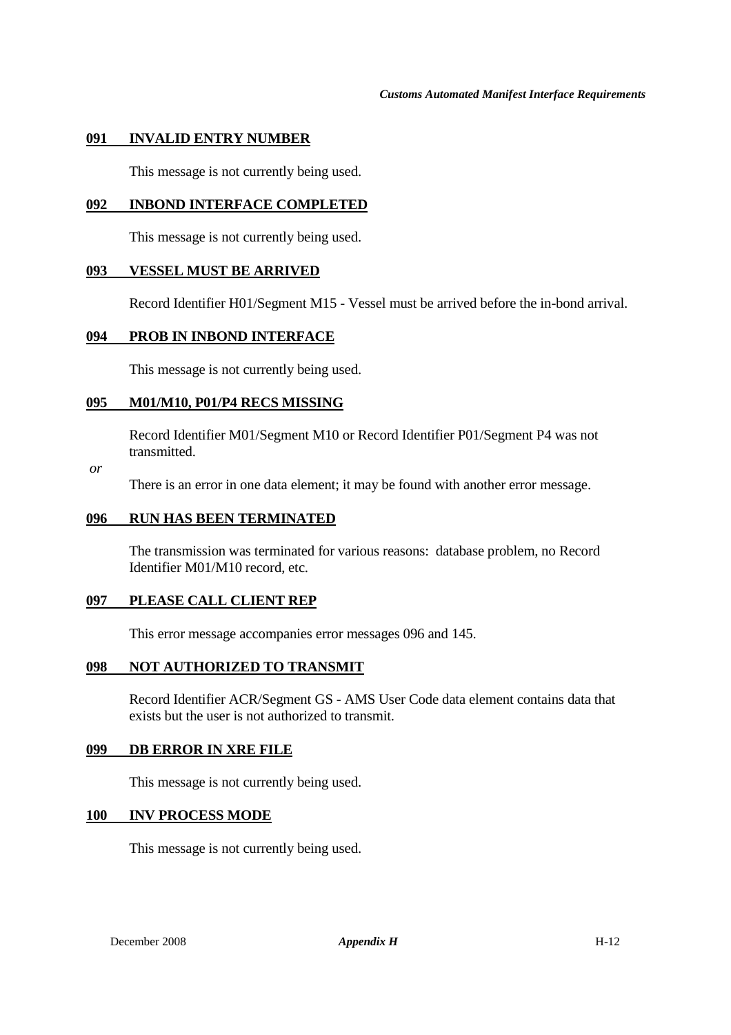**091 INVALID ENTRY NUMBER**

This message is not currently being used.

**092 INBOND INTERFACE COMPLETED**

This message is not currently being used.

**093 VESSEL MUST BE ARRIVED**

Record Identifier H01/Segment M15 - Vessel must be arrived before the in-bond arrival.

**094 PROB IN INBOND INTERFACE**

This message is not currently being used.

**095 M01/M10, P01/P4 RECS MISSING**

Record Identifier M01/Segment M10 or Record Identifier P01/Segment P4 was not transmitted.

*or*

There is an error in one data element; it may be found with another error message.

**096 RUN HAS BEEN TERMINATED**

The transmission was terminated for various reasons: database problem, no Record Identifier M01/M10 record, etc.

**097 PLEASE CALL CLIENT REP**

This error message accompanies error messages 096 and 145.

**098 NOT AUTHORIZED TO TRANSMIT**

Record Identifier ACR/Segment GS - AMS User Code data element contains data that exists but the user is not authorized to transmit.

**099 DB ERROR IN XRE FILE**

This message is not currently being used.

**100 INV PROCESS MODE**

This message is not currently being used.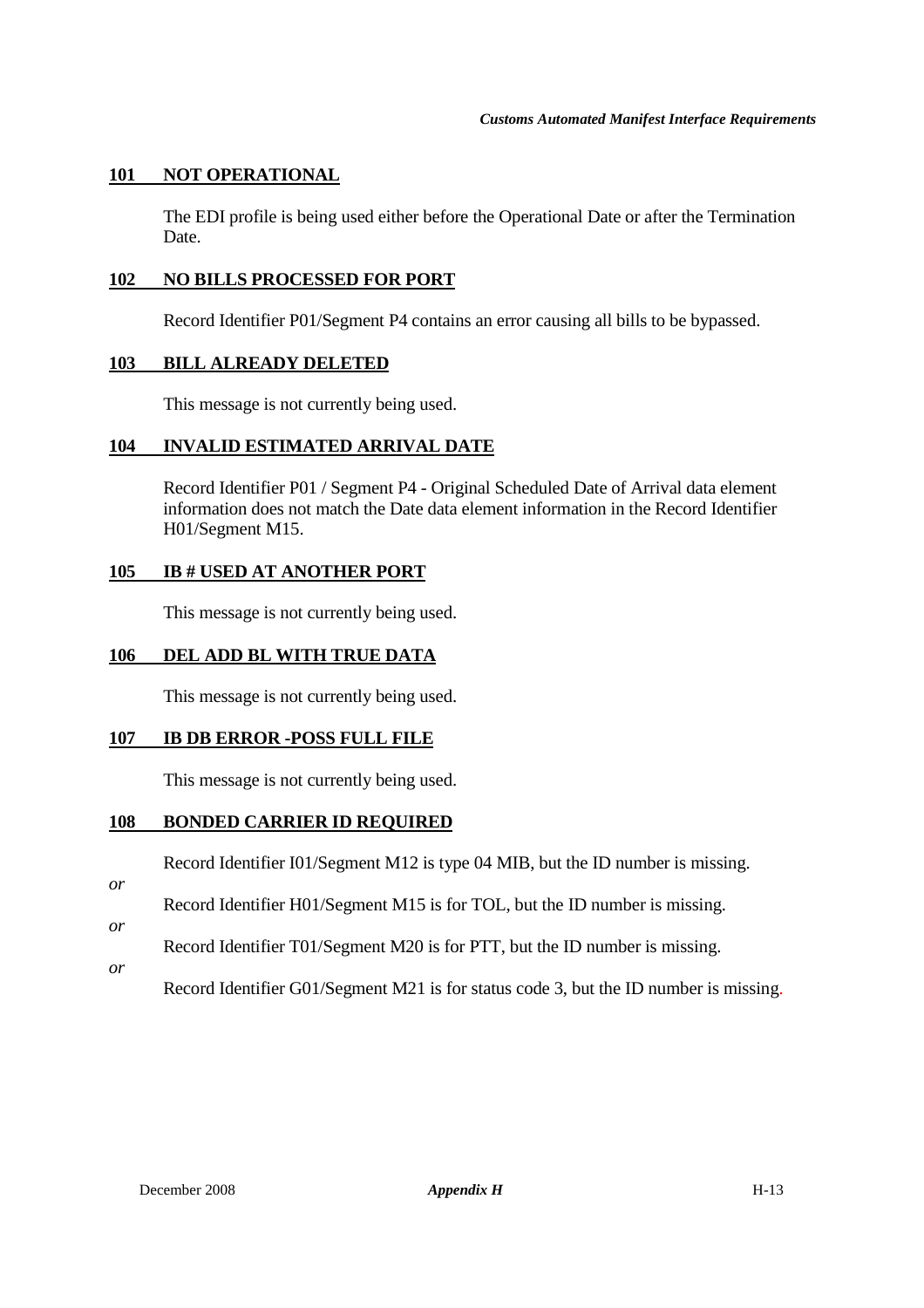### 101 NOT OPERATIONAL

The EDI profile is being used either before the Operational Date or after the Termination Date.

### 102 NO BILLS PROCESSED FOR PORT

Record Identifier P01/Segment P4 contains an error causing all bills to be bypassed.

### 103 BILL ALREADY DELETED

This message is not currently being used.

### 104 INVALID ESTIMATED ARRIVAL DATE

Record Identifier P01 / Segment P4 - Original Scheduled Date of Arrival data element information does not match the Date data element information in the Record Identifier H01/Segment M15.

### 105 IB # USED AT ANOTHER PORT

This message is not currently being used.

### 106 DEL ADD BL WITH TRUE DATA

This message is not currently being used.

### 107 IB DB ERROR -POSS FULL FILE

This message is not currently being used.

### 108 BONDED CARRIER ID REQUIRED

Record Identifier I01/Segment M12 is type 04 MIB, but the ID number is missing.

*or*

Record Identifier H01/Segment M15 is for TOL, but the ID number is missing.

*or*

Record Identifier T01/Segment M20 is for PTT, but the ID number is missing.

*or*

Record Identifier G01/Segment M21 is for status code 3, but the ID number is missing.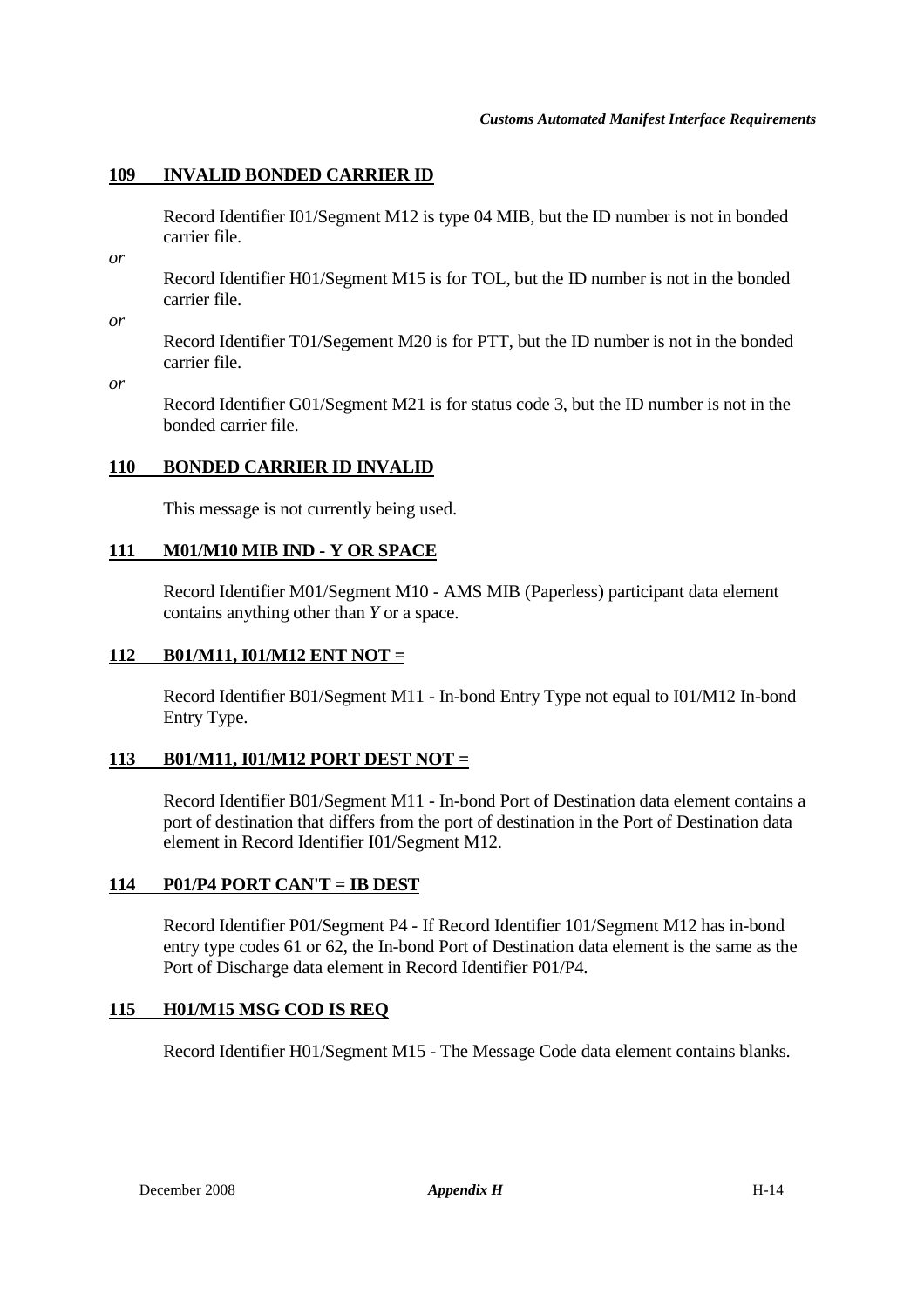## 109 INVALID BONDED CARRIER ID

Record Identifier I01/Segment M12 is type 04 MIB, but the ID number is not in bonded carrier file.

*or*

Record Identifier H01/Segment M15 is for TOL, but the ID number is not in the bonded carrier file.

*or*

Record Identifier T01/Segement M20 is for PTT, but the ID number is not in the bonded carrier file.

*or*

Record Identifier G01/Segment M21 is for status code 3, but the ID number is not in the bonded carrier file.

## 110 BONDED CARRIER ID INVALID

This message is not currently being used.

## 111 M01/M10 MIB IND - Y OR SPACE

Record Identifier M01/Segment M10 - AMS MIB (Paperless) participant data element contains anything other than *Y* or a space.

## 112 B01/M11, I01/M12 ENT NOT =

Record Identifier B01/Segment M11 - In-bond Entry Type not equal to I01/M12 In-bond Entry Type.

## 113 B01/M11, I01/M12 PORT DEST NOT =

Record Identifier B01/Segment M11 - In-bond Port of Destination data element contains a port of destination that differs from the port of destination in the Port of Destination data element in Record Identifier I01/Segment M12.

## 114 P01/P4 PORT CAN'T = IB DEST

Record Identifier P01/Segment P4 - If Record Identifier 101/Segment M12 has in-bond entry type codes 61 or 62, the In-bond Port of Destination data element is the same as the Port of Discharge data element in Record Identifier P01/P4.

## 115 H01/M15 MSG COD IS REQ

Record Identifier H01/Segment M15 - The Message Code data element contains blanks.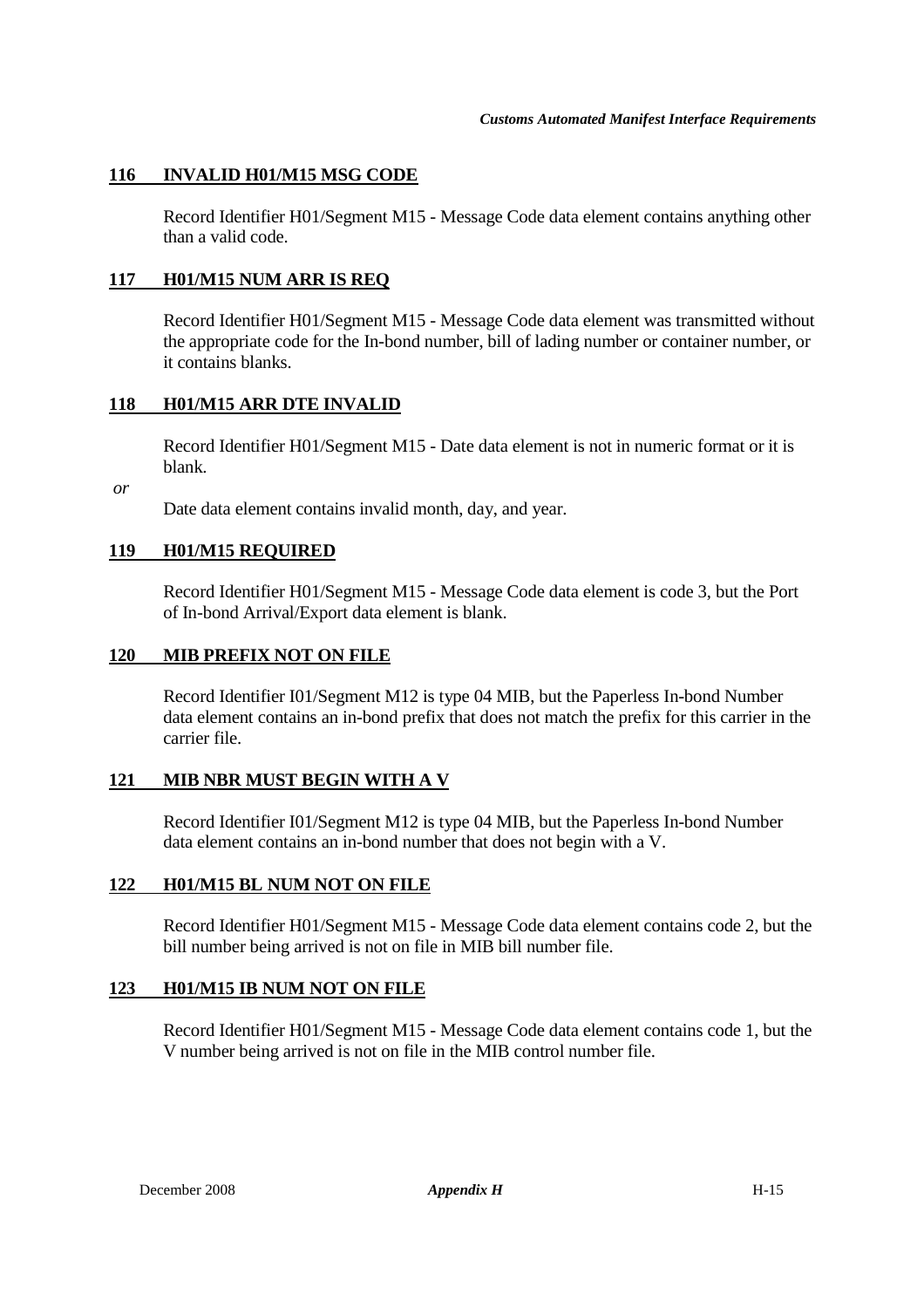### 116 INVALID H01/M15 MSG CODE

Record Identifier H01/Segment M15 - Message Code data element contains anything other than a valid code.

### 117 H01/M15 NUM ARR IS REQ

Record Identifier H01/Segment M15 - Message Code data element was transmitted without the appropriate code for the In-bond number, bill of lading number or container number, or it contains blanks.

### 118 H01/M15 ARR DTE INVALID

Record Identifier H01/Segment M15 - Date data element is not in numeric format or it is blank.

*or*

Date data element contains invalid month, day, and year.

### 119 H01/M15 REQUIRED

Record Identifier H01/Segment M15 - Message Code data element is code 3, but the Port of In-bond Arrival/Export data element is blank.

### 120 MIB PREFIX NOT ON FILE

Record Identifier I01/Segment M12 is type 04 MIB, but the Paperless In-bond Number data element contains an in-bond prefix that does not match the prefix for this carrier in the carrier file.

### 121 MIB NBR MUST BEGIN WITH A V

Record Identifier I01/Segment M12 is type 04 MIB, but the Paperless In-bond Number data element contains an in-bond number that does not begin with a V.

### 122 H01/M15 BL NUM NOT ON FILE

Record Identifier H01/Segment M15 - Message Code data element contains code 2, but the bill number being arrived is not on file in MIB bill number file.

### 123 H01/M15 IB NUM NOT ON FILE

Record Identifier H01/Segment M15 - Message Code data element contains code 1, but the V number being arrived is not on file in the MIB control number file.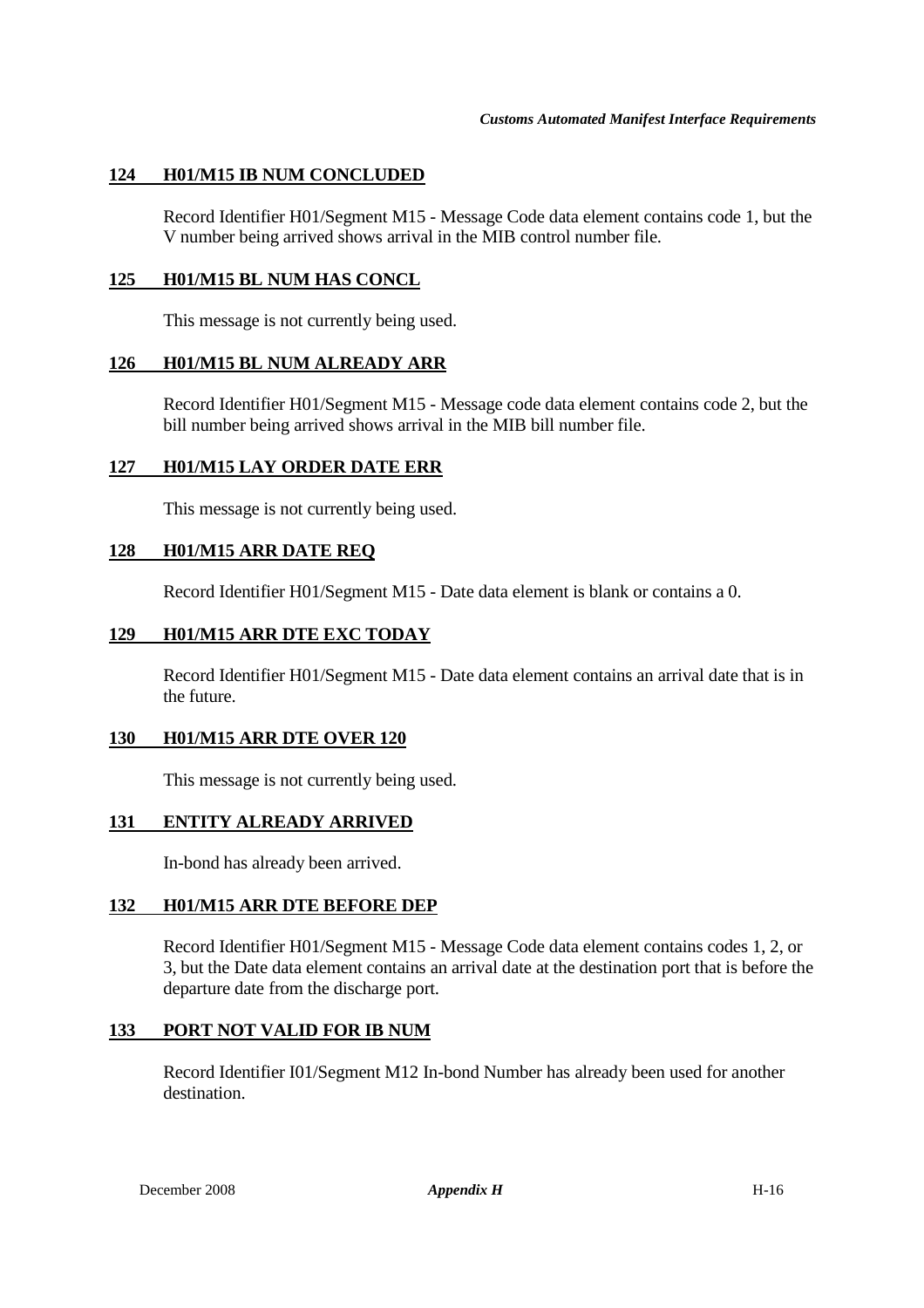### 124 H01/M15 IB NUM CONCLUDED

Record Identifier H01/Segment M15 - Message Code data element contains code 1, but the V number being arrived shows arrival in the MIB control number file.

### 125 H01/M15 BL NUM HAS CONCL

This message is not currently being used.

### 126 H01/M15 BL NUM ALREADY ARR

Record Identifier H01/Segment M15 - Message code data element contains code 2, but the bill number being arrived shows arrival in the MIB bill number file.

### 127 H01/M15 LAY ORDER DATE ERR

This message is not currently being used.

### 128 H01/M15 ARR DATE REQ

Record Identifier H01/Segment M15 - Date data element is blank or contains a 0.

### 129 H01/M15 ARR DTE EXC TODAY

Record Identifier H01/Segment M15 - Date data element contains an arrival date that is in the future.

### 130 H01/M15 ARR DTE OVER 120

This message is not currently being used.

### 131 ENTITY ALREADY ARRIVED

In-bond has already been arrived.

### 132 H01/M15 ARR DTE BEFORE DEP

Record Identifier H01/Segment M15 - Message Code data element contains codes 1, 2, or 3, but the Date data element contains an arrival date at the destination port that is before the departure date from the discharge port.

### 133 PORT NOT VALID FOR IB NUM

Record Identifier I01/Segment M12 In-bond Number has already been used for another destination.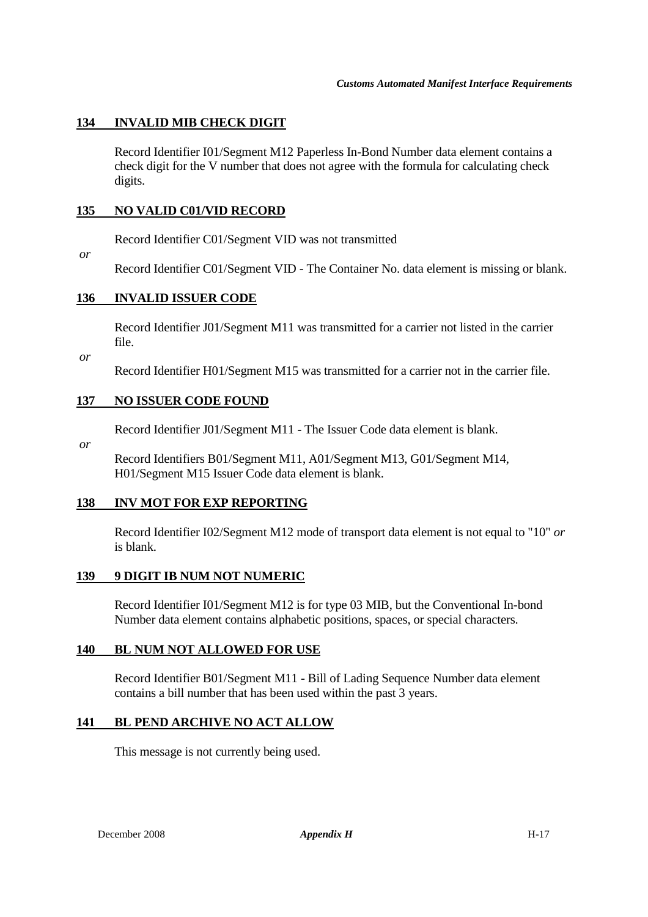**134 INVALID MIB CHECK DIGIT**

Record Identifier I01/Segment M12 Paperless In-Bond Number data element contains a check digit for the V number that does not agree with the formula for calculating check digits.

**135 NO VALID C01/VID RECORD**

Record Identifier C01/Segment VID was not transmitted

*or*

Record Identifier C01/Segment VID - The Container No. data element is missing or blank.

**136 INVALID ISSUER CODE**

Record Identifier J01/Segment M11 was transmitted for a carrier not listed in the carrier file.

*or*

Record Identifier H01/Segment M15 was transmitted for a carrier not in the carrier file.

**137 NO ISSUER CODE FOUND**

Record Identifier J01/Segment M11 - The Issuer Code data element is blank.

*or*

Record Identifiers B01/Segment M11, A01/Segment M13, G01/Segment M14, H01/Segment M15 Issuer Code data element is blank.

**138 INV MOT FOR EXP REPORTING**

Record Identifier I02/Segment M12 mode of transport data element is not equal to "10" *or* is blank.

**139 9 DIGIT IB NUM NOT NUMERIC**

Record Identifier I01/Segment M12 is for type 03 MIB, but the Conventional In-bond Number data element contains alphabetic positions, spaces, or special characters.

**140 BL NUM NOT ALLOWED FOR USE**

Record Identifier B01/Segment M11 - Bill of Lading Sequence Number data element contains a bill number that has been used within the past 3 years.

**141 BL PEND ARCHIVE NO ACT ALLOW**

This message is not currently being used.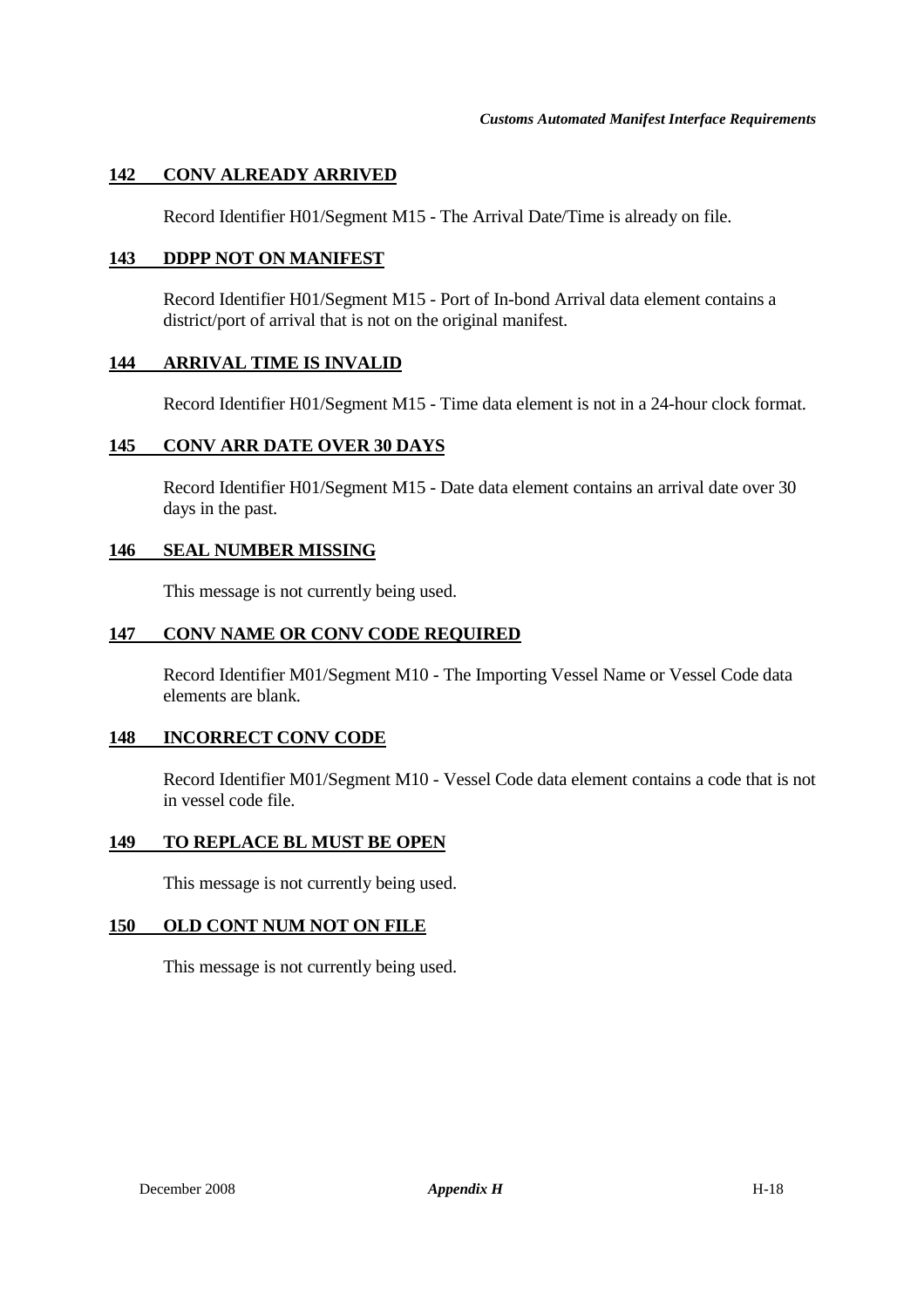### 142 CONV ALREADY ARRIVED

Record Identifier H01/Segment M15 - The Arrival Date/Time is already on file.

### 143 DDPP NOT ON MANIFEST

Record Identifier H01/Segment M15 - Port of In-bond Arrival data element contains a district/port of arrival that is not on the original manifest.

### 144 ARRIVAL TIME IS INVALID

Record Identifier H01/Segment M15 - Time data element is not in a 24-hour clock format.

### 145 CONV ARR DATE OVER 30 DAYS

Record Identifier H01/Segment M15 - Date data element contains an arrival date over 30 days in the past.

### 146 SEAL NUMBER MISSING

This message is not currently being used.

### 147 CONV NAME OR CONV CODE REQUIRED

Record Identifier M01/Segment M10 - The Importing Vessel Name or Vessel Code data elements are blank.

### 148 INCORRECT CONV CODE

Record Identifier M01/Segment M10 - Vessel Code data element contains a code that is not in vessel code file.

### 149 TO REPLACE BL MUST BE OPEN

This message is not currently being used.

### 150 OLD CONT NUM NOT ON FILE

This message is not currently being used.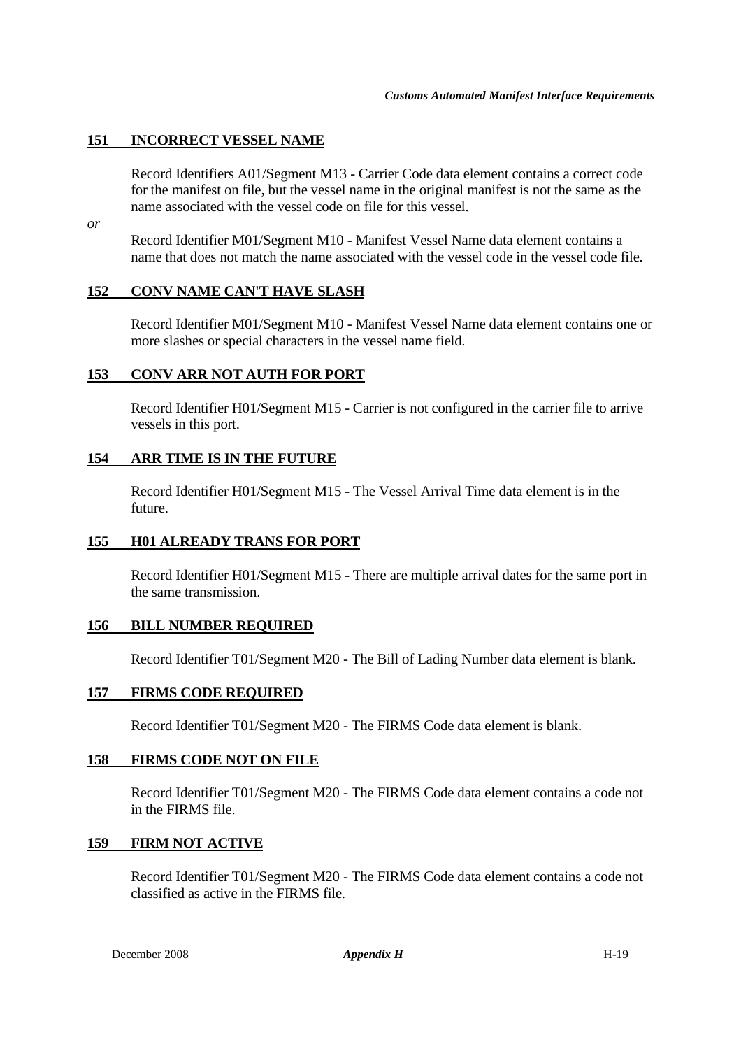### 151 INCORRECT VESSEL NAME

Record Identifiers A01/Segment M13 - Carrier Code data element contains a correct code for the manifest on file, but the vessel name in the original manifest is not the same as the name associated with the vessel code on file for this vessel.

*or*

Record Identifier M01/Segment M10 - Manifest Vessel Name data element contains a name that does not match the name associated with the vessel code in the vessel code file.

### 152 CONV NAME CAN'T HAVE SLASH

Record Identifier M01/Segment M10 - Manifest Vessel Name data element contains one or more slashes or special characters in the vessel name field.

### 153 CONV ARR NOT AUTH FOR PORT

Record Identifier H01/Segment M15 - Carrier is not configured in the carrier file to arrive vessels in this port.

### 154 ARR TIME IS IN THE FUTURE

Record Identifier H01/Segment M15 - The Vessel Arrival Time data element is in the future.

### 155 H01 ALREADY TRANS FOR PORT

Record Identifier H01/Segment M15 - There are multiple arrival dates for the same port in the same transmission.

### 156 BILL NUMBER REQUIRED

Record Identifier T01/Segment M20 - The Bill of Lading Number data element is blank.

### 157 FIRMS CODE REQUIRED

Record Identifier T01/Segment M20 - The FIRMS Code data element is blank.

### 158 FIRMS CODE NOT ON FILE

Record Identifier T01/Segment M20 - The FIRMS Code data element contains a code not in the FIRMS file.

### 159 FIRM NOT ACTIVE

Record Identifier T01/Segment M20 - The FIRMS Code data element contains a code not classified as active in the FIRMS file.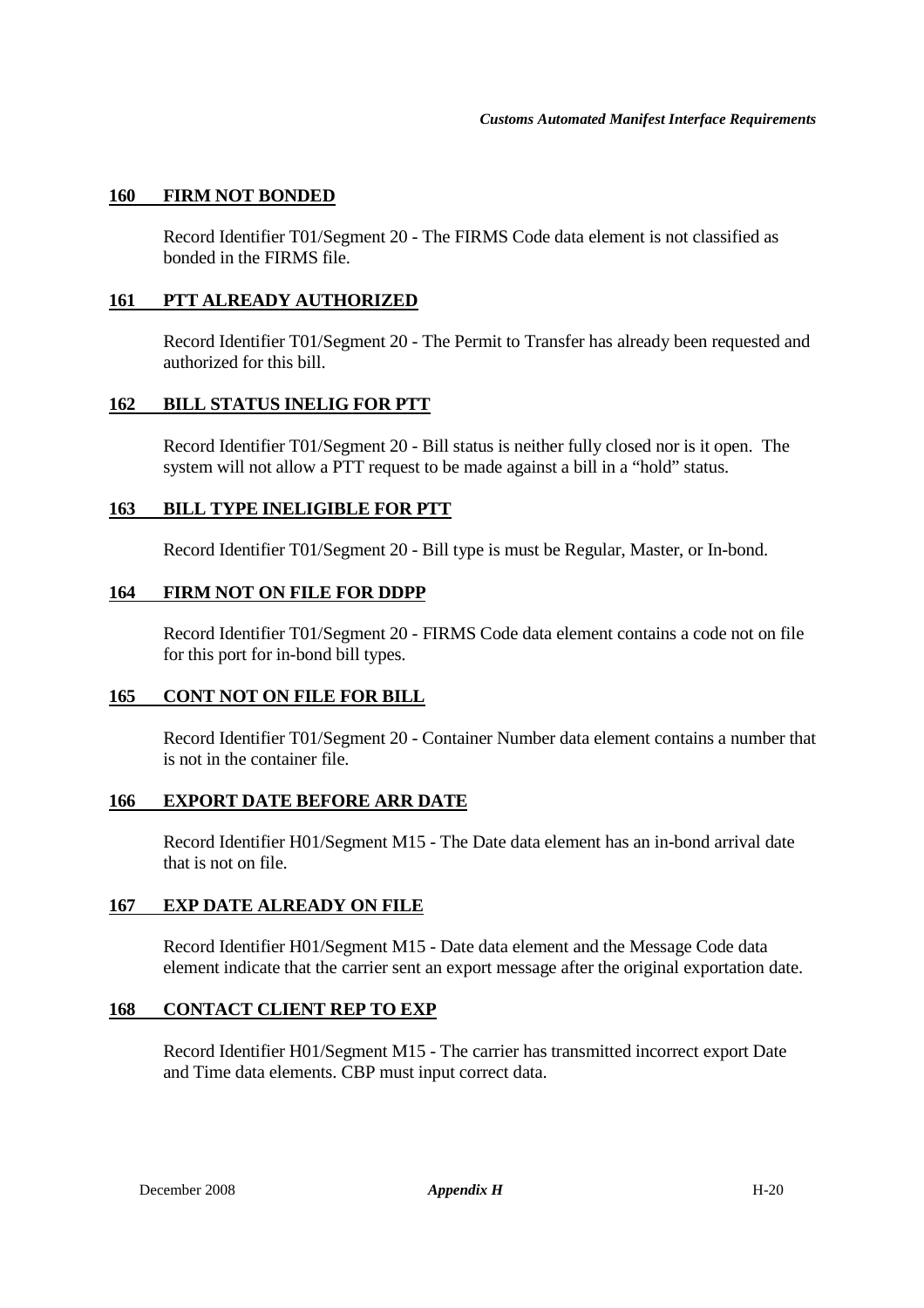### 160 FIRM NOT BONDED

Record Identifier T01/Segment 20 - The FIRMS Code data element is not classified as bonded in the FIRMS file.

### 161 PTT ALREADY AUTHORIZED

Record Identifier T01/Segment 20 - The Permit to Transfer has already been requested and authorized for this bill.

### 162 BILL STATUS INELIG FOR PTT

Record Identifier T01/Segment 20 - Bill status is neither fully closed nor is it open. The system will not allow a PTT request to be made against a bill in a "hold" status.

### 163 BILL TYPE INELIGIBLE FOR PTT

Record Identifier T01/Segment 20 - Bill type is must be Regular, Master, or In-bond.

### 164 FIRM NOT ON FILE FOR DDPP

Record Identifier T01/Segment 20 - FIRMS Code data element contains a code not on file for this port for in-bond bill types.

### 165 CONT NOT ON FILE FOR BILL

Record Identifier T01/Segment 20 - Container Number data element contains a number that is not in the container file.

### 166 EXPORT DATE BEFORE ARR DATE

Record Identifier H01/Segment M15 - The Date data element has an in-bond arrival date that is not on file.

### 167 EXP DATE ALREADY ON FILE

Record Identifier H01/Segment M15 - Date data element and the Message Code data element indicate that the carrier sent an export message after the original exportation date.

### 168 CONTACT CLIENT REP TO EXP

Record Identifier H01/Segment M15 - The carrier has transmitted incorrect export Date and Time data elements. CBP must input correct data.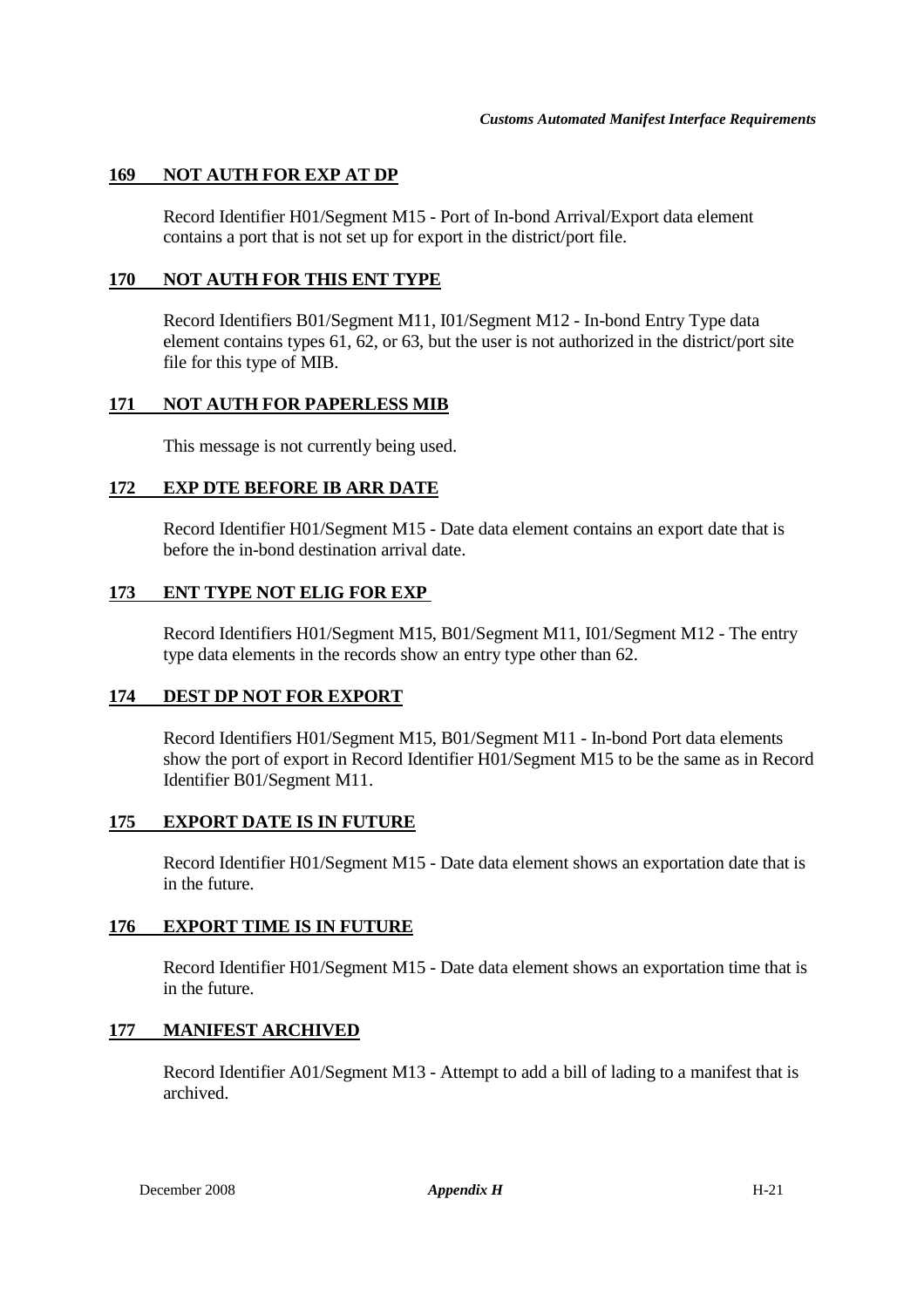### 169 NOT AUTH FOR EXP AT DP

Record Identifier H01/Segment M15 - Port of In-bond Arrival/Export data element contains a port that is not set up for export in the district/port file.

### 170 NOT AUTH FOR THIS ENT TYPE

Record Identifiers B01/Segment M11, I01/Segment M12 - In-bond Entry Type data element contains types 61, 62, or 63, but the user is not authorized in the district/port site file for this type of MIB.

### 171 NOT AUTH FOR PAPERLESS MIB

This message is not currently being used.

### 172 EXP DTE BEFORE IB ARR DATE

Record Identifier H01/Segment M15 - Date data element contains an export date that is before the in-bond destination arrival date.

### 173 ENT TYPE NOT ELIG FOR EXP

Record Identifiers H01/Segment M15, B01/Segment M11, I01/Segment M12 - The entry type data elements in the records show an entry type other than 62.

### 174 DEST DP NOT FOR EXPORT

Record Identifiers H01/Segment M15, B01/Segment M11 - In-bond Port data elements show the port of export in Record Identifier H01/Segment M15 to be the same as in Record Identifier B01/Segment M11.

### 175 EXPORT DATE IS IN FUTURE

Record Identifier H01/Segment M15 - Date data element shows an exportation date that is in the future.

### 176 EXPORT TIME IS IN FUTURE

Record Identifier H01/Segment M15 - Date data element shows an exportation time that is in the future.

### 177 MANIFEST ARCHIVED

Record Identifier A01/Segment M13 - Attempt to add a bill of lading to a manifest that is archived.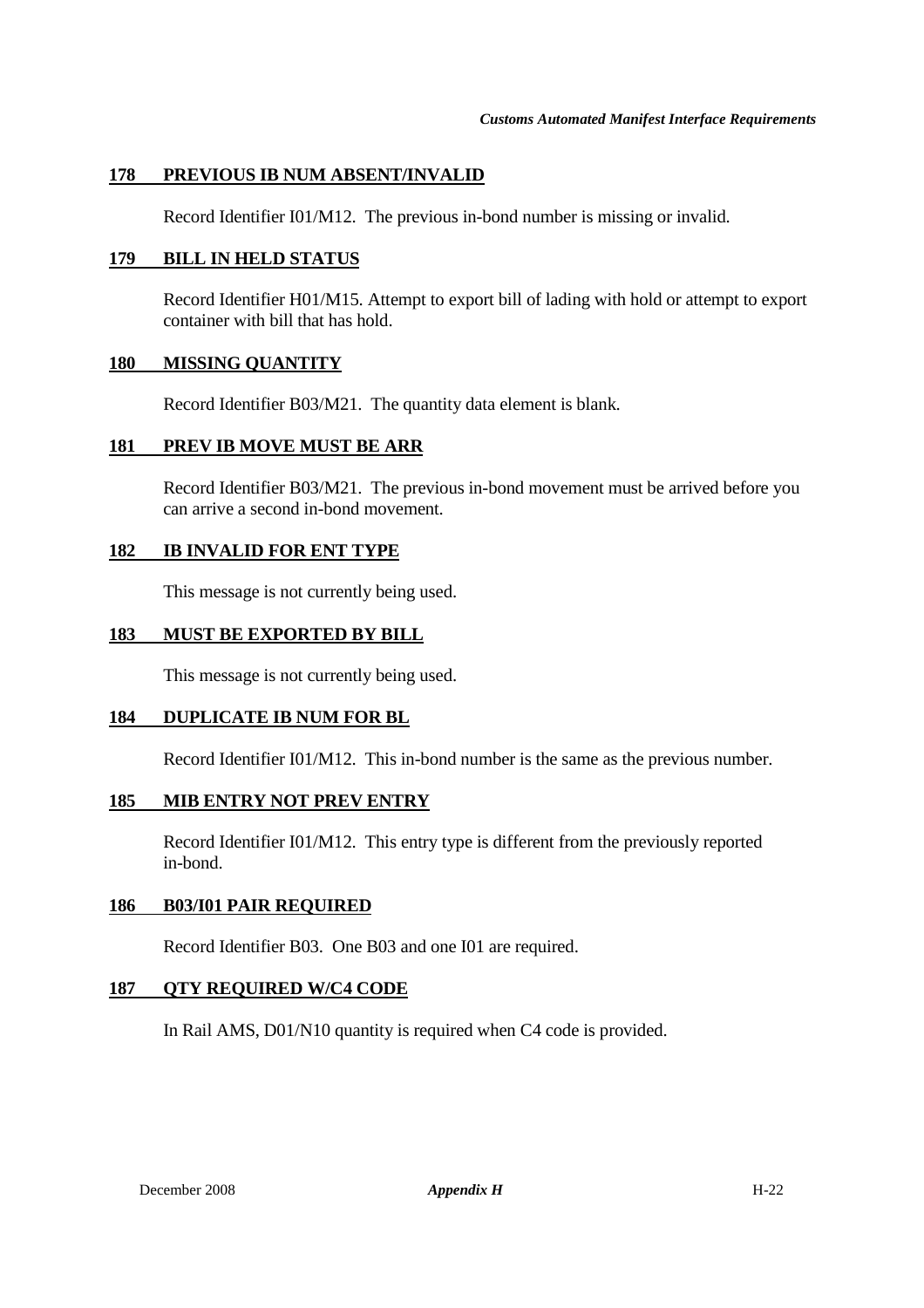**178 PREVIOUS IB NUM ABSENT/INVALID**

Record Identifier I01/M12. The previous in-bond number is missing or invalid.

**179 BILL IN HELD STATUS**

Record Identifier H01/M15. Attempt to export bill of lading with hold or attempt to export container with bill that has hold.

**180 MISSING QUANTITY**

Record Identifier B03/M21. The quantity data element is blank.

**181 PREV IB MOVE MUST BE ARR**

Record Identifier B03/M21. The previous in-bond movement must be arrived before you can arrive a second in-bond movement.

**182 IB INVALID FOR ENT TYPE**

This message is not currently being used.

**183 MUST BE EXPORTED BY BILL**

This message is not currently being used.

**184 DUPLICATE IB NUM FOR BL**

Record Identifier I01/M12. This in-bond number is the same as the previous number.

**185 MIB ENTRY NOT PREV ENTRY**

Record Identifier I01/M12. This entry type is different from the previously reported in-bond.

**186 B03/I01 PAIR REQUIRED**

Record Identifier B03. One B03 and one I01 are required.

**187 QTY REQUIRED W/C4 CODE**

In Rail AMS, D01/N10 quantity is required when C4 code is provided.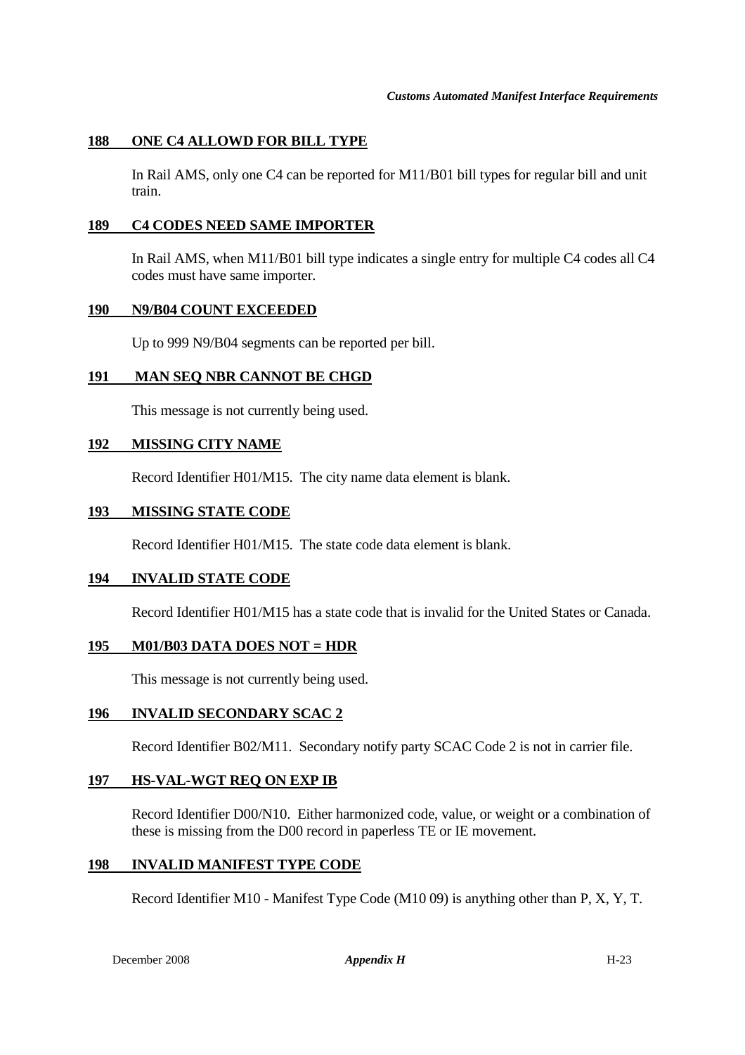**188 ONE C4 ALLOWD FOR BILL TYPE**

In Rail AMS, only one C4 can be reported for M11/B01 bill types for regular bill and unit train.

**189 C4 CODES NEED SAME IMPORTER**

In Rail AMS, when M11/B01 bill type indicates a single entry for multiple C4 codes all C4 codes must have same importer.

**190 N9/B04 COUNT EXCEEDED**

Up to 999 N9/B04 segments can be reported per bill.

**191 MAN SEQ NBR CANNOT BE CHGD**

This message is not currently being used.

**192 MISSING CITY NAME**

Record Identifier H01/M15. The city name data element is blank.

**193 MISSING STATE CODE**

Record Identifier H01/M15. The state code data element is blank.

**194 INVALID STATE CODE**

Record Identifier H01/M15 has a state code that is invalid for the United States or Canada.

**195 M01/B03 DATA DOES NOT = HDR**

This message is not currently being used.

**196 INVALID SECONDARY SCAC 2**

Record Identifier B02/M11. Secondary notify party SCAC Code 2 is not in carrier file.

**197 HS-VAL-WGT REQ ON EXP IB**

Record Identifier D00/N10. Either harmonized code, value, or weight or a combination of these is missing from the D00 record in paperless TE or IE movement.

**198 INVALID MANIFEST TYPE CODE**

Record Identifier M10 - Manifest Type Code (M10 09) is anything other than P, X, Y, T.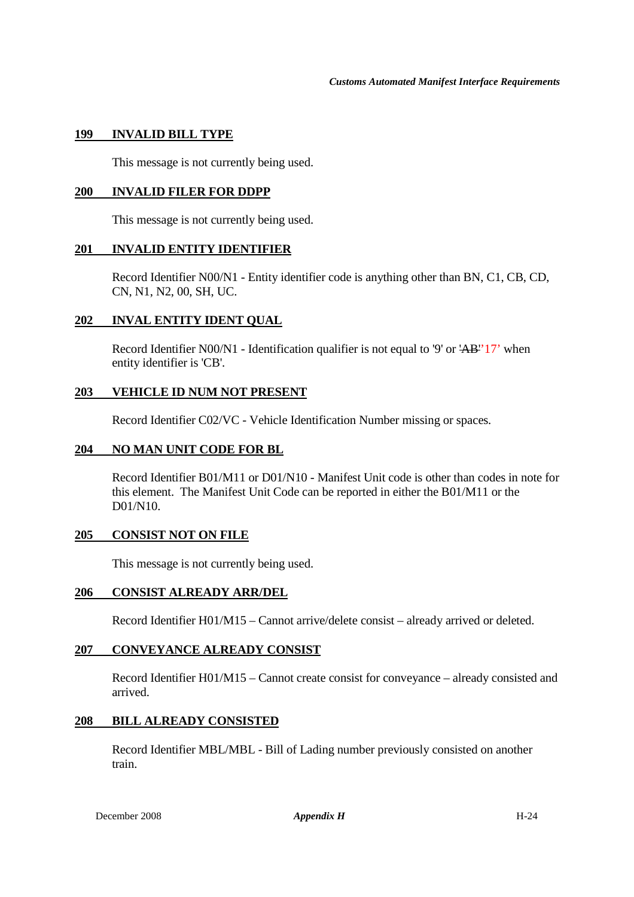## 199 INVALID BILL TYPE

This message is not currently being used.

## 200 INVALID FILER FOR DDPP

This message is not currently being used.

## 201 INVALID ENTITY IDENTIFIER

Record Identifier N00/N1 - Entity identifier code is anything other than BN, C1, CB, CD, CN, N1, N2, 00, SH, UC.

## 202 INVAL ENTITY IDENT QUAL

Record Identifier N00/N1 - Identification qualifier is not equal to '9' or ~~'AB'~~'17' when entity identifier is 'CB'.

## 203 VEHICLE ID NUM NOT PRESENT

Record Identifier C02/VC - Vehicle Identification Number missing or spaces.

## 204 NO MAN UNIT CODE FOR BL

Record Identifier B01/M11 or D01/N10 - Manifest Unit code is other than codes in note for this element. The Manifest Unit Code can be reported in either the B01/M11 or the D01/N10.

## 205 CONSIST NOT ON FILE

This message is not currently being used.

## 206 CONSIST ALREADY ARR/DEL

Record Identifier H01/M15 – Cannot arrive/delete consist – already arrived or deleted.

## 207 CONVEYANCE ALREADY CONSIST

Record Identifier H01/M15 – Cannot create consist for conveyance – already consisted and arrived.

## 208 BILL ALREADY CONSISTED

Record Identifier MBL/MBL - Bill of Lading number previously consisted on another train.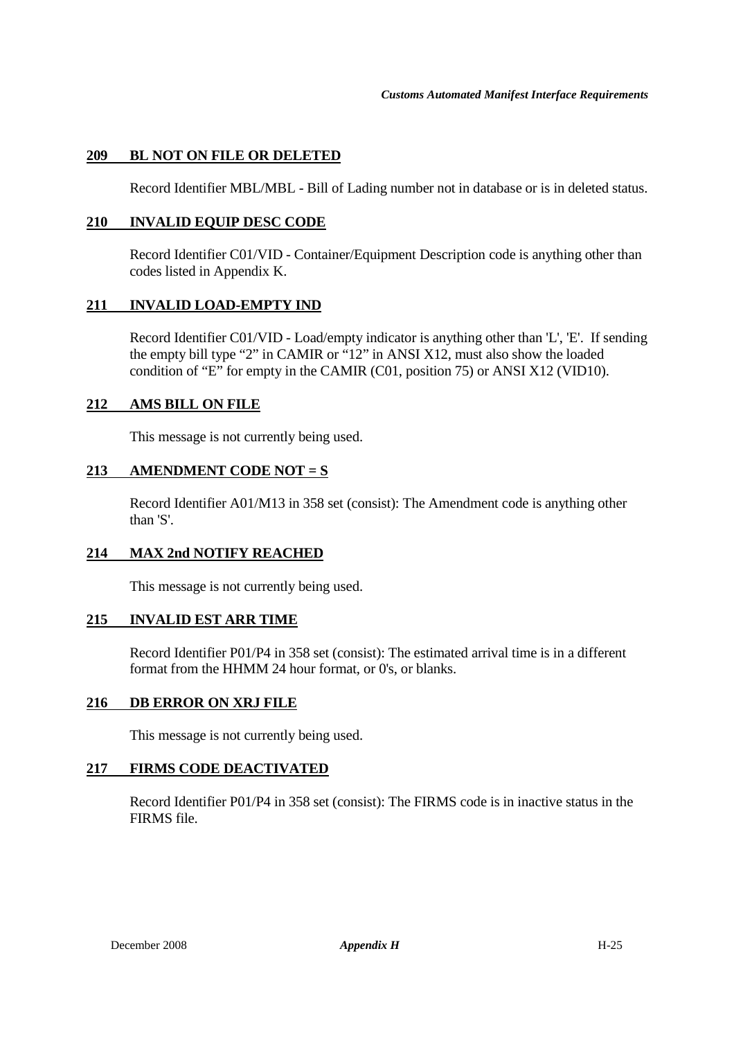### **209 BL NOT ON FILE OR DELETED**

Record Identifier MBL/MBL - Bill of Lading number not in database or is in deleted status.

### **210 INVALID EQUIP DESC CODE**

Record Identifier C01/VID - Container/Equipment Description code is anything other than codes listed in Appendix K.

### **211 INVALID LOAD-EMPTY IND**

Record Identifier C01/VID - Load/empty indicator is anything other than 'L', 'E'. If sending the empty bill type "2" in CAMIR or "12" in ANSI X12, must also show the loaded condition of "E" for empty in the CAMIR (C01, position 75) or ANSI X12 (VID10).

### **212 AMS BILL ON FILE**

This message is not currently being used.

### **213 AMENDMENT CODE NOT = S**

Record Identifier A01/M13 in 358 set (consist): The Amendment code is anything other than 'S'.

### **214 MAX 2nd NOTIFY REACHED**

This message is not currently being used.

### **215 INVALID EST ARR TIME**

Record Identifier P01/P4 in 358 set (consist): The estimated arrival time is in a different format from the HHMM 24 hour format, or 0's, or blanks.

### **216 DB ERROR ON XRJ FILE**

This message is not currently being used.

### **217 FIRMS CODE DEACTIVATED**

Record Identifier P01/P4 in 358 set (consist): The FIRMS code is in inactive status in the FIRMS file.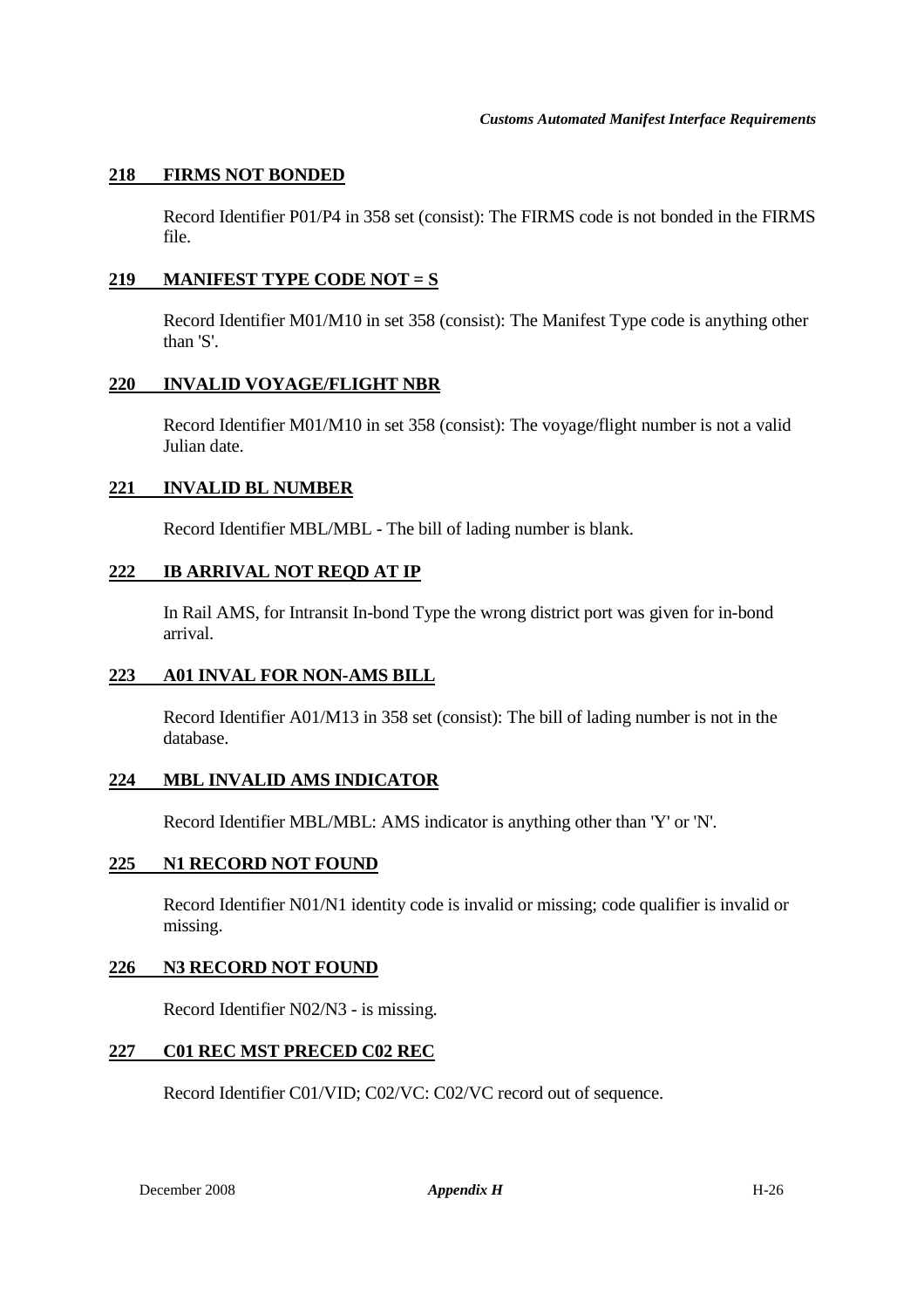### 218 FIRMS NOT BONDED

Record Identifier P01/P4 in 358 set (consist): The FIRMS code is not bonded in the FIRMS file.

### 219 MANIFEST TYPE CODE NOT = S

Record Identifier M01/M10 in set 358 (consist): The Manifest Type code is anything other than 'S'.

### 220 INVALID VOYAGE/FLIGHT NBR

Record Identifier M01/M10 in set 358 (consist): The voyage/flight number is not a valid Julian date.

### 221 INVALID BL NUMBER

Record Identifier MBL/MBL - The bill of lading number is blank.

### 222 IB ARRIVAL NOT REQD AT IP

In Rail AMS, for Intransit In-bond Type the wrong district port was given for in-bond arrival.

### 223 A01 INVAL FOR NON-AMS BILL

Record Identifier A01/M13 in 358 set (consist): The bill of lading number is not in the database.

### 224 MBL INVALID AMS INDICATOR

Record Identifier MBL/MBL: AMS indicator is anything other than 'Y' or 'N'.

### 225 N1 RECORD NOT FOUND

Record Identifier N01/N1 identity code is invalid or missing; code qualifier is invalid or missing.

### 226 N3 RECORD NOT FOUND

Record Identifier N02/N3 - is missing.

### 227 C01 REC MST PRECED C02 REC

Record Identifier C01/VID; C02/VC: C02/VC record out of sequence.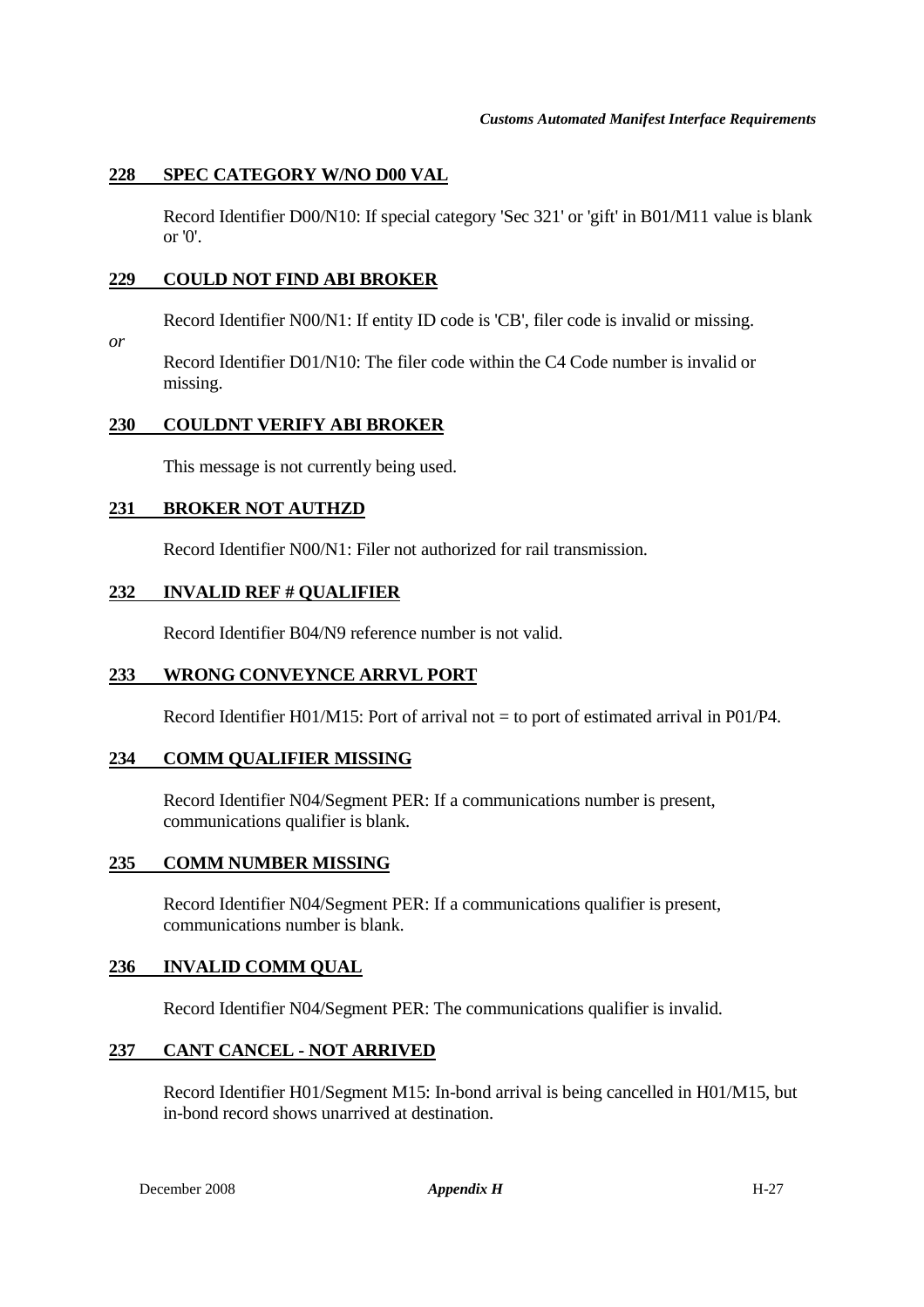### 228 SPEC CATEGORY W/NO D00 VAL

Record Identifier D00/N10: If special category 'Sec 321' or 'gift' in B01/M11 value is blank or '0'.

### 229 COULD NOT FIND ABI BROKER

Record Identifier N00/N1: If entity ID code is 'CB', filer code is invalid or missing.

*or*

Record Identifier D01/N10: The filer code within the C4 Code number is invalid or missing.

### 230 COULDNT VERIFY ABI BROKER

This message is not currently being used.

### 231 BROKER NOT AUTHZD

Record Identifier N00/N1: Filer not authorized for rail transmission.

### 232 INVALID REF # QUALIFIER

Record Identifier B04/N9 reference number is not valid.

### 233 WRONG CONVEYNCE ARRVL PORT

Record Identifier H01/M15: Port of arrival not = to port of estimated arrival in P01/P4.

### 234 COMM QUALIFIER MISSING

Record Identifier N04/Segment PER: If a communications number is present, communications qualifier is blank.

### 235 COMM NUMBER MISSING

Record Identifier N04/Segment PER: If a communications qualifier is present, communications number is blank.

### 236 INVALID COMM QUAL

Record Identifier N04/Segment PER: The communications qualifier is invalid.

### 237 CANT CANCEL - NOT ARRIVED

Record Identifier H01/Segment M15: In-bond arrival is being cancelled in H01/M15, but in-bond record shows unarrived at destination.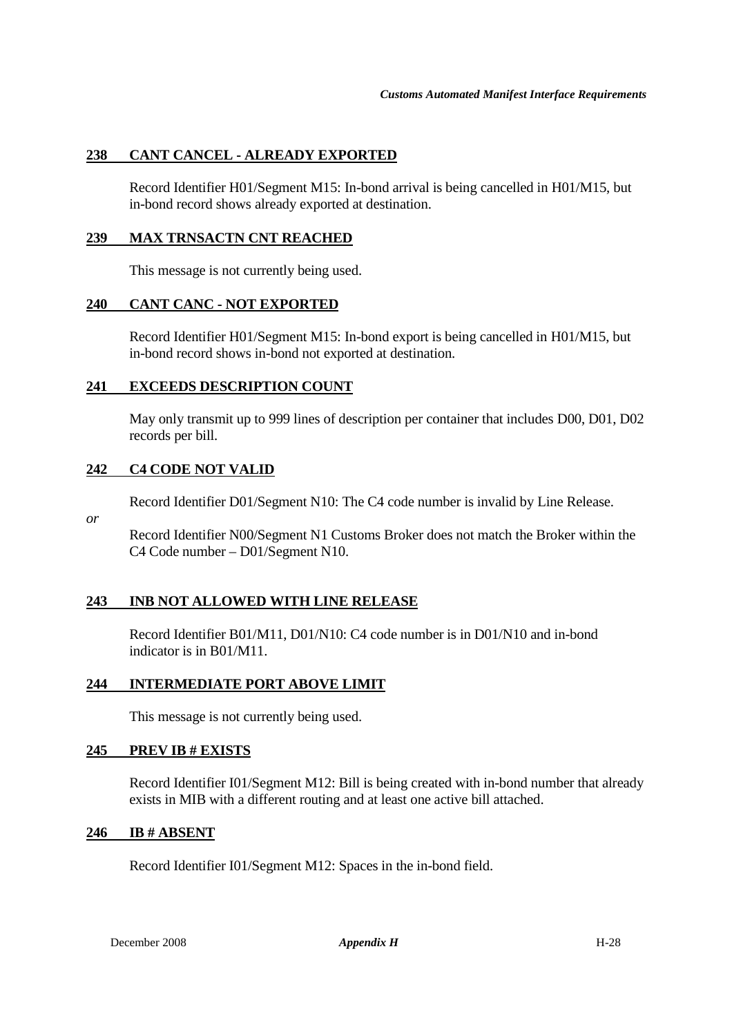**238 CANT CANCEL - ALREADY EXPORTED**

Record Identifier H01/Segment M15: In-bond arrival is being cancelled in H01/M15, but in-bond record shows already exported at destination.

**239 MAX TRNSACTN CNT REACHED**

This message is not currently being used.

**240 CANT CANC - NOT EXPORTED**

Record Identifier H01/Segment M15: In-bond export is being cancelled in H01/M15, but in-bond record shows in-bond not exported at destination.

**241 EXCEEDS DESCRIPTION COUNT**

May only transmit up to 999 lines of description per container that includes D00, D01, D02 records per bill.

**242 C4 CODE NOT VALID**

Record Identifier D01/Segment N10: The C4 code number is invalid by Line Release.

*or*

Record Identifier N00/Segment N1 Customs Broker does not match the Broker within the C4 Code number – D01/Segment N10.

**243 INB NOT ALLOWED WITH LINE RELEASE**

Record Identifier B01/M11, D01/N10: C4 code number is in D01/N10 and in-bond indicator is in B01/M11.

**244 INTERMEDIATE PORT ABOVE LIMIT**

This message is not currently being used.

**245 PREV IB # EXISTS**

Record Identifier I01/Segment M12: Bill is being created with in-bond number that already exists in MIB with a different routing and at least one active bill attached.

**246 IB # ABSENT**

Record Identifier I01/Segment M12: Spaces in the in-bond field.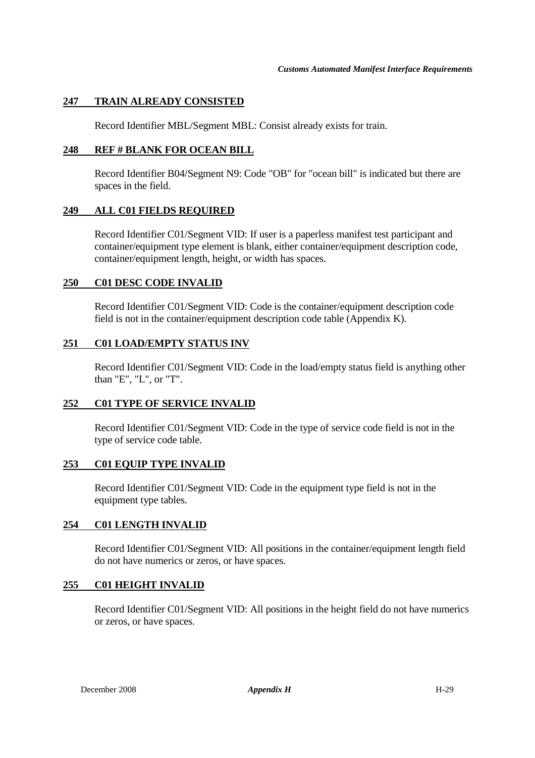### 247 TRAIN ALREADY CONSISTED

Record Identifier MBL/Segment MBL: Consist already exists for train.

### 248 REF # BLANK FOR OCEAN BILL

Record Identifier B04/Segment N9: Code "OB" for "ocean bill" is indicated but there are spaces in the field.

### 249 ALL C01 FIELDS REQUIRED

Record Identifier C01/Segment VID: If user is a paperless manifest test participant and container/equipment type element is blank, either container/equipment description code, container/equipment length, height, or width has spaces.

### 250 C01 DESC CODE INVALID

Record Identifier C01/Segment VID: Code is the container/equipment description code field is not in the container/equipment description code table (Appendix K).

### 251 C01 LOAD/EMPTY STATUS INV

Record Identifier C01/Segment VID: Code in the load/empty status field is anything other than "E", "L", or "T".

### 252 C01 TYPE OF SERVICE INVALID

Record Identifier C01/Segment VID: Code in the type of service code field is not in the type of service code table.

### 253 C01 EQUIP TYPE INVALID

Record Identifier C01/Segment VID: Code in the equipment type field is not in the equipment type tables.

### 254 C01 LENGTH INVALID

Record Identifier C01/Segment VID: All positions in the container/equipment length field do not have numerics or zeros, or have spaces.

### 255 C01 HEIGHT INVALID

Record Identifier C01/Segment VID: All positions in the height field do not have numerics or zeros, or have spaces.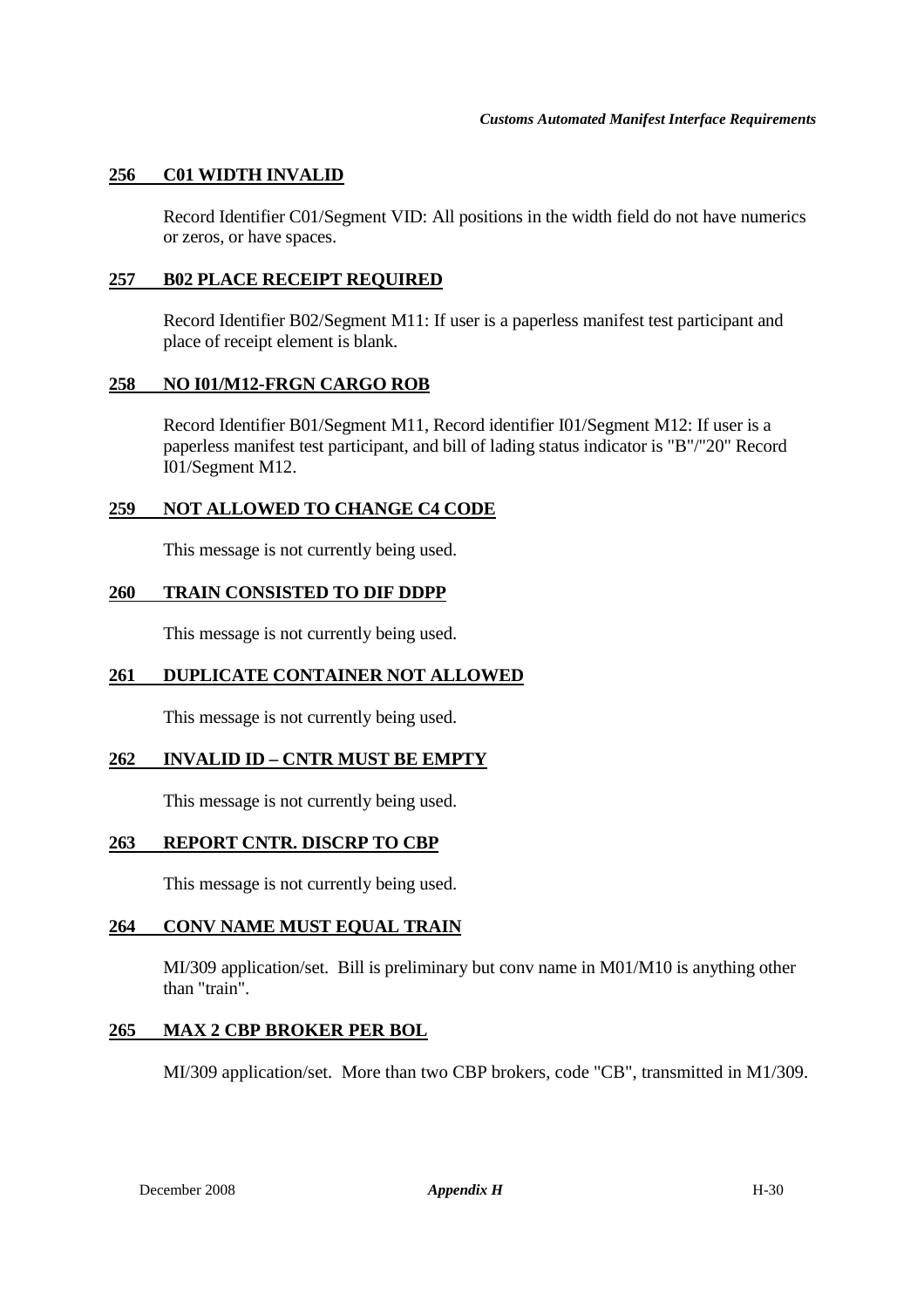### 256 C01 WIDTH INVALID

Record Identifier C01/Segment VID: All positions in the width field do not have numerics or zeros, or have spaces.

### 257 B02 PLACE RECEIPT REQUIRED

Record Identifier B02/Segment M11: If user is a paperless manifest test participant and place of receipt element is blank.

### 258 NO I01/M12-FRGN CARGO ROB

Record Identifier B01/Segment M11, Record identifier I01/Segment M12: If user is a paperless manifest test participant, and bill of lading status indicator is "B"/"20" Record I01/Segment M12.

### 259 NOT ALLOWED TO CHANGE C4 CODE

This message is not currently being used.

### 260 TRAIN CONSISTED TO DIF DDPP

This message is not currently being used.

### 261 DUPLICATE CONTAINER NOT ALLOWED

This message is not currently being used.

### 262 INVALID ID – CNTR MUST BE EMPTY

This message is not currently being used.

### 263 REPORT CNTR. DISCRP TO CBP

This message is not currently being used.

### 264 CONV NAME MUST EQUAL TRAIN

MI/309 application/set. Bill is preliminary but conv name in M01/M10 is anything other than "train".

### 265 MAX 2 CBP BROKER PER BOL

MI/309 application/set. More than two CBP brokers, code "CB", transmitted in M1/309.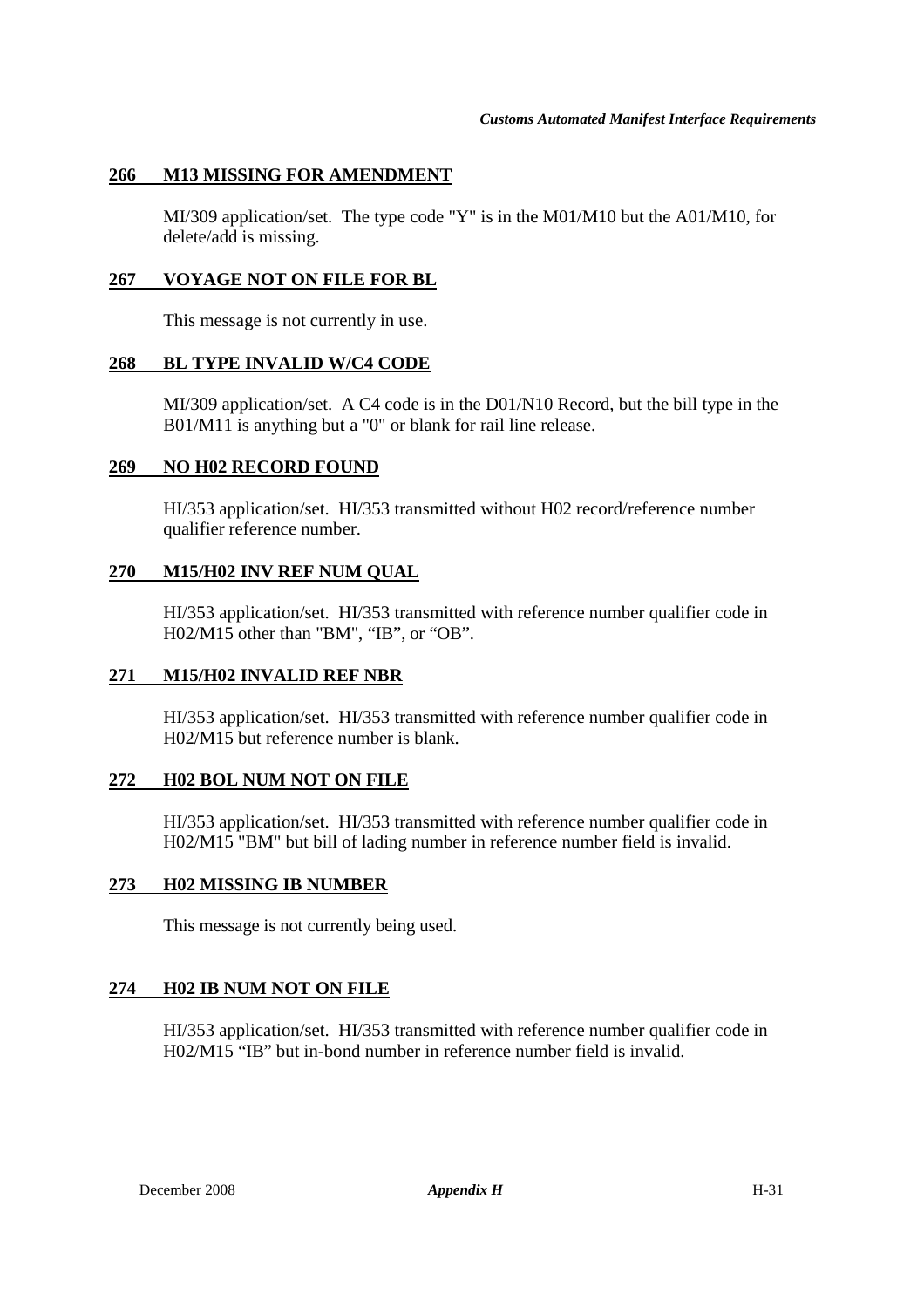### 266 M13 MISSING FOR AMENDMENT

MI/309 application/set. The type code "Y" is in the M01/M10 but the A01/M10, for delete/add is missing.

### 267 VOYAGE NOT ON FILE FOR BL

This message is not currently in use.

### 268 BL TYPE INVALID W/C4 CODE

MI/309 application/set. A C4 code is in the D01/N10 Record, but the bill type in the B01/M11 is anything but a "0" or blank for rail line release.

### 269 NO H02 RECORD FOUND

HI/353 application/set. HI/353 transmitted without H02 record/reference number qualifier reference number.

### 270 M15/H02 INV REF NUM QUAL

HI/353 application/set. HI/353 transmitted with reference number qualifier code in H02/M15 other than "BM", "IB", or "OB".

### 271 M15/H02 INVALID REF NBR

HI/353 application/set. HI/353 transmitted with reference number qualifier code in H02/M15 but reference number is blank.

### 272 H02 BOL NUM NOT ON FILE

HI/353 application/set. HI/353 transmitted with reference number qualifier code in H02/M15 "BM" but bill of lading number in reference number field is invalid.

### 273 H02 MISSING IB NUMBER

This message is not currently being used.

### 274 H02 IB NUM NOT ON FILE

HI/353 application/set. HI/353 transmitted with reference number qualifier code in H02/M15 "IB" but in-bond number in reference number field is invalid.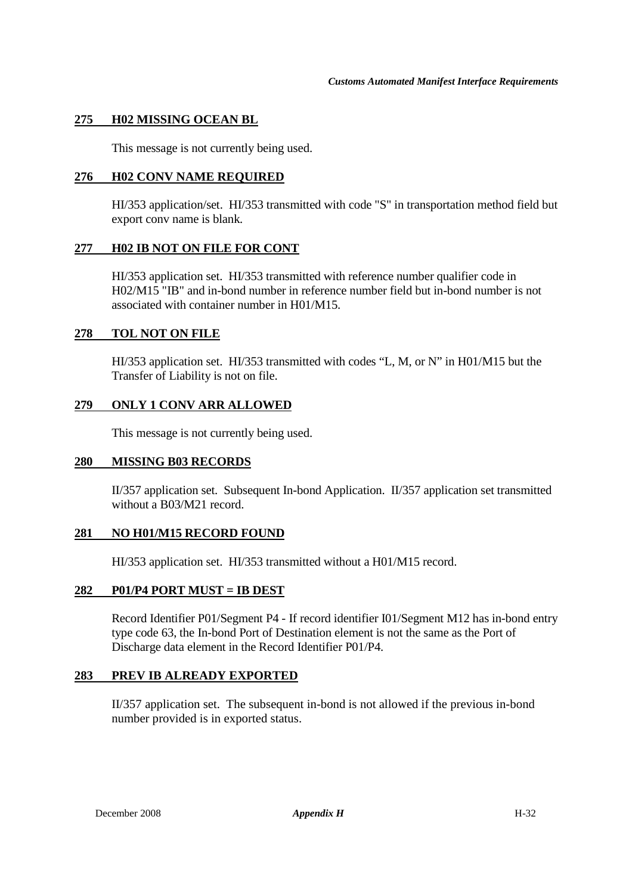## 275 H02 MISSING OCEAN BL

This message is not currently being used.

## 276 H02 CONV NAME REQUIRED

HI/353 application/set. HI/353 transmitted with code "S" in transportation method field but export conv name is blank.

## 277 H02 IB NOT ON FILE FOR CONT

HI/353 application set. HI/353 transmitted with reference number qualifier code in H02/M15 "IB" and in-bond number in reference number field but in-bond number is not associated with container number in H01/M15.

## 278 TOL NOT ON FILE

HI/353 application set. HI/353 transmitted with codes “L, M, or N” in H01/M15 but the Transfer of Liability is not on file.

## 279 ONLY 1 CONV ARR ALLOWED

This message is not currently being used.

## 280 MISSING B03 RECORDS

II/357 application set. Subsequent In-bond Application. II/357 application set transmitted without a B03/M21 record.

## 281 NO H01/M15 RECORD FOUND

HI/353 application set. HI/353 transmitted without a H01/M15 record.

## 282 P01/P4 PORT MUST = IB DEST

Record Identifier P01/Segment P4 - If record identifier I01/Segment M12 has in-bond entry type code 63, the In-bond Port of Destination element is not the same as the Port of Discharge data element in the Record Identifier P01/P4.

## 283 PREV IB ALREADY EXPORTED

II/357 application set. The subsequent in-bond is not allowed if the previous in-bond number provided is in exported status.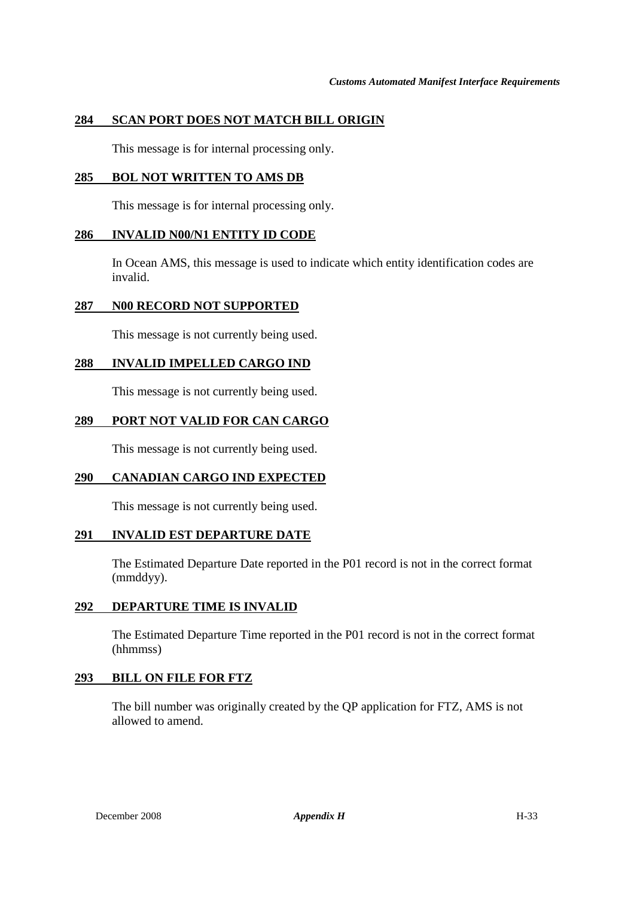### 284 SCAN PORT DOES NOT MATCH BILL ORIGIN

This message is for internal processing only.

### 285 BOL NOT WRITTEN TO AMS DB

This message is for internal processing only.

### 286 INVALID N00/N1 ENTITY ID CODE

In Ocean AMS, this message is used to indicate which entity identification codes are invalid.

### 287 N00 RECORD NOT SUPPORTED

This message is not currently being used.

### 288 INVALID IMPELLED CARGO IND

This message is not currently being used.

### 289 PORT NOT VALID FOR CAN CARGO

This message is not currently being used.

### 290 CANADIAN CARGO IND EXPECTED

This message is not currently being used.

### 291 INVALID EST DEPARTURE DATE

The Estimated Departure Date reported in the P01 record is not in the correct format (mmddyy).

### 292 DEPARTURE TIME IS INVALID

The Estimated Departure Time reported in the P01 record is not in the correct format (hhmmss)

### 293 BILL ON FILE FOR FTZ

The bill number was originally created by the QP application for FTZ, AMS is not allowed to amend.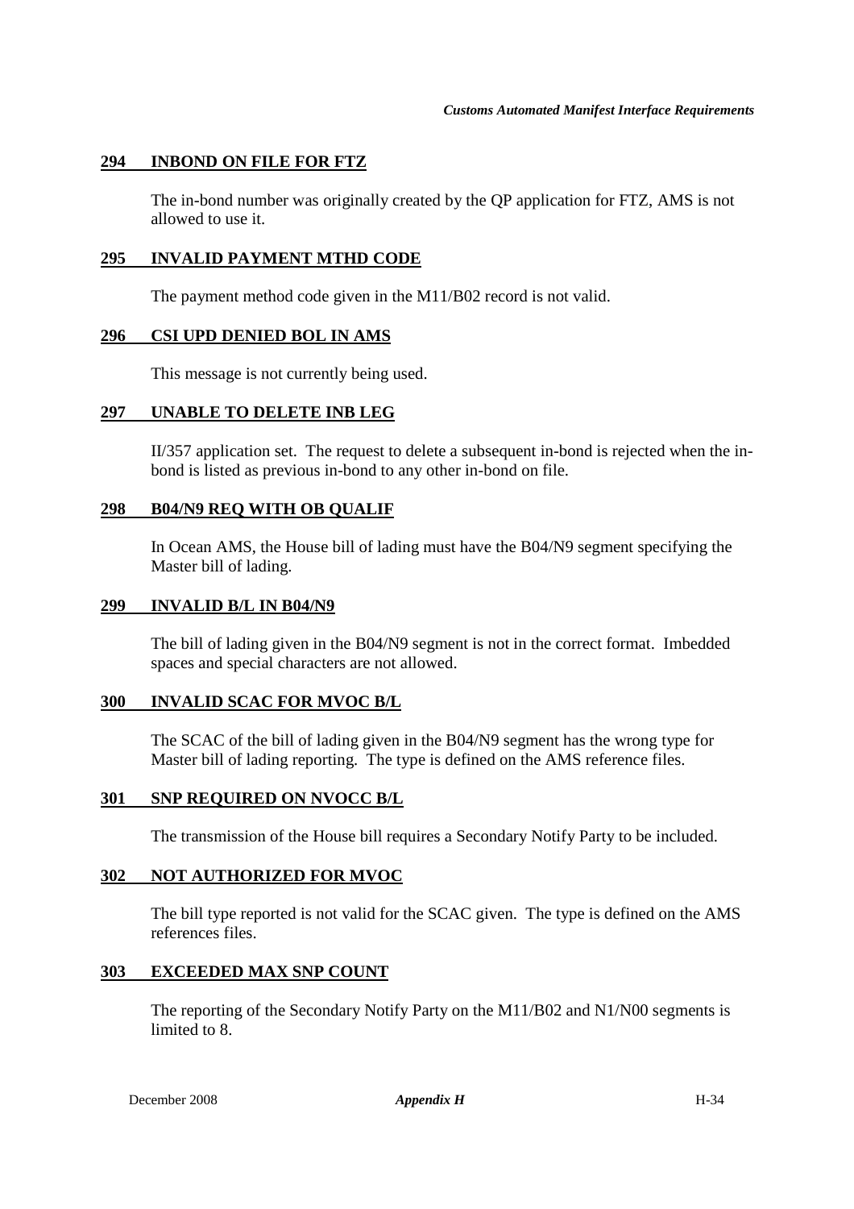## 294 INBOND ON FILE FOR FTZ

The in-bond number was originally created by the QP application for FTZ, AMS is not allowed to use it.

## 295 INVALID PAYMENT MTHD CODE

The payment method code given in the M11/B02 record is not valid.

## 296 CSI UPD DENIED BOL IN AMS

This message is not currently being used.

## 297 UNABLE TO DELETE INB LEG

II/357 application set. The request to delete a subsequent in-bond is rejected when the in-bond is listed as previous in-bond to any other in-bond on file.

## 298 B04/N9 REQ WITH OB QUALIF

In Ocean AMS, the House bill of lading must have the B04/N9 segment specifying the Master bill of lading.

## 299 INVALID B/L IN B04/N9

The bill of lading given in the B04/N9 segment is not in the correct format. Imbedded spaces and special characters are not allowed.

## 300 INVALID SCAC FOR MVOC B/L

The SCAC of the bill of lading given in the B04/N9 segment has the wrong type for Master bill of lading reporting. The type is defined on the AMS reference files.

## 301 SNP REQUIRED ON NVOCC B/L

The transmission of the House bill requires a Secondary Notify Party to be included.

## 302 NOT AUTHORIZED FOR MVOC

The bill type reported is not valid for the SCAC given. The type is defined on the AMS references files.

## 303 EXCEEDED MAX SNP COUNT

The reporting of the Secondary Notify Party on the M11/B02 and N1/N00 segments is limited to 8.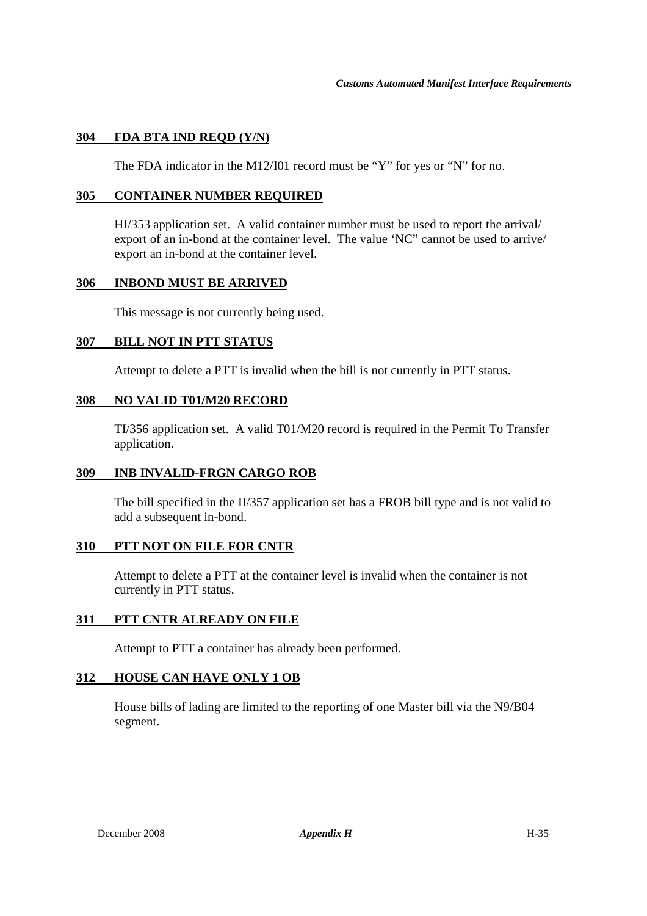**304 FDA BTA IND REQD (Y/N)**

The FDA indicator in the M12/I01 record must be "Y" for yes or "N" for no.

**305 CONTAINER NUMBER REQUIRED**

HI/353 application set. A valid container number must be used to report the arrival/ export of an in-bond at the container level. The value 'NC" cannot be used to arrive/ export an in-bond at the container level.

**306 INBOND MUST BE ARRIVED**

This message is not currently being used.

**307 BILL NOT IN PTT STATUS**

Attempt to delete a PTT is invalid when the bill is not currently in PTT status.

**308 NO VALID T01/M20 RECORD**

TI/356 application set. A valid T01/M20 record is required in the Permit To Transfer application.

**309 INB INVALID-FRGN CARGO ROB**

The bill specified in the II/357 application set has a FROB bill type and is not valid to add a subsequent in-bond.

**310 PTT NOT ON FILE FOR CNTR**

Attempt to delete a PTT at the container level is invalid when the container is not currently in PTT status.

**311 PTT CNTR ALREADY ON FILE**

Attempt to PTT a container has already been performed.

**312 HOUSE CAN HAVE ONLY 1 OB**

House bills of lading are limited to the reporting of one Master bill via the N9/B04 segment.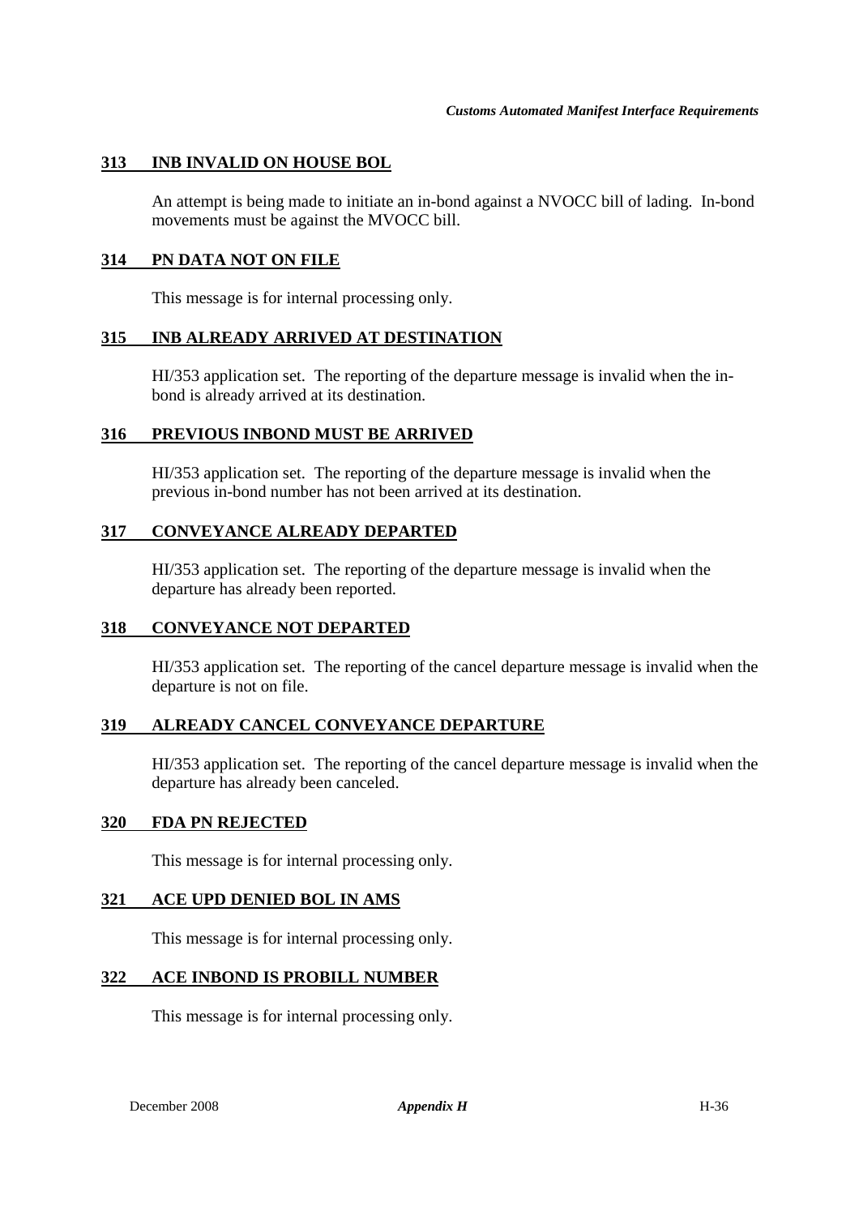### 313 INB INVALID ON HOUSE BOL

An attempt is being made to initiate an in-bond against a NVOCC bill of lading. In-bond movements must be against the MVOCC bill.

### 314 PN DATA NOT ON FILE

This message is for internal processing only.

### 315 INB ALREADY ARRIVED AT DESTINATION

HI/353 application set. The reporting of the departure message is invalid when the in-bond is already arrived at its destination.

### 316 PREVIOUS INBOND MUST BE ARRIVED

HI/353 application set. The reporting of the departure message is invalid when the previous in-bond number has not been arrived at its destination.

### 317 CONVEYANCE ALREADY DEPARTED

HI/353 application set. The reporting of the departure message is invalid when the departure has already been reported.

### 318 CONVEYANCE NOT DEPARTED

HI/353 application set. The reporting of the cancel departure message is invalid when the departure is not on file.

### 319 ALREADY CANCEL CONVEYANCE DEPARTURE

HI/353 application set. The reporting of the cancel departure message is invalid when the departure has already been canceled.

### 320 FDA PN REJECTED

This message is for internal processing only.

### 321 ACE UPD DENIED BOL IN AMS

This message is for internal processing only.

### 322 ACE INBOND IS PROBILL NUMBER

This message is for internal processing only.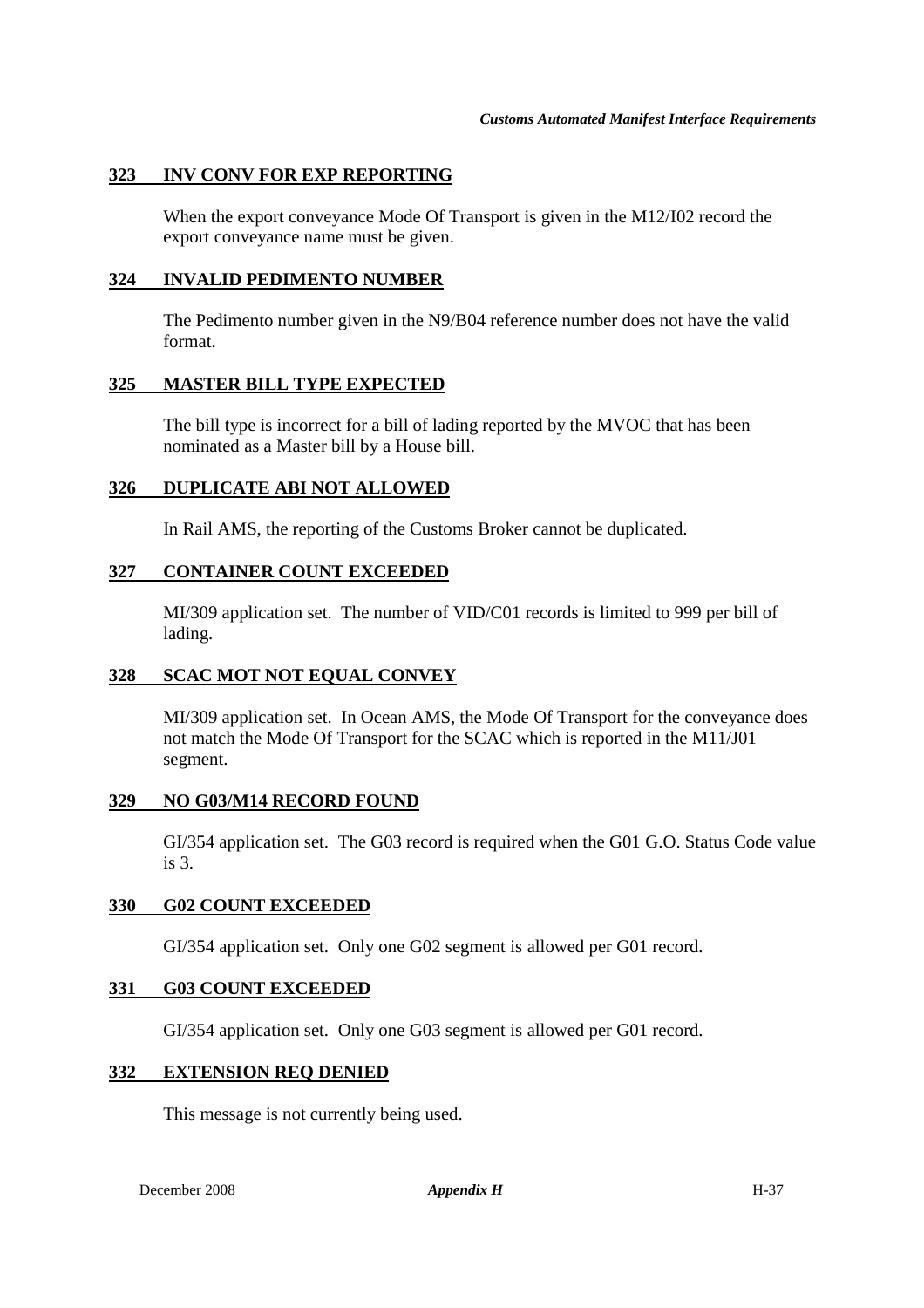### 323 INV CONV FOR EXP REPORTING

When the export conveyance Mode Of Transport is given in the M12/I02 record the export conveyance name must be given.

### 324 INVALID PEDIMENTO NUMBER

The Pedimento number given in the N9/B04 reference number does not have the valid format.

### 325 MASTER BILL TYPE EXPECTED

The bill type is incorrect for a bill of lading reported by the MVOC that has been nominated as a Master bill by a House bill.

### 326 DUPLICATE ABI NOT ALLOWED

In Rail AMS, the reporting of the Customs Broker cannot be duplicated.

### 327 CONTAINER COUNT EXCEEDED

MI/309 application set. The number of VID/C01 records is limited to 999 per bill of lading.

### 328 SCAC MOT NOT EQUAL CONVEY

MI/309 application set. In Ocean AMS, the Mode Of Transport for the conveyance does not match the Mode Of Transport for the SCAC which is reported in the M11/J01 segment.

### 329 NO G03/M14 RECORD FOUND

GI/354 application set. The G03 record is required when the G01 G.O. Status Code value is 3.

### 330 G02 COUNT EXCEEDED

GI/354 application set. Only one G02 segment is allowed per G01 record.

### 331 G03 COUNT EXCEEDED

GI/354 application set. Only one G03 segment is allowed per G01 record.

### 332 EXTENSION REQ DENIED

This message is not currently being used.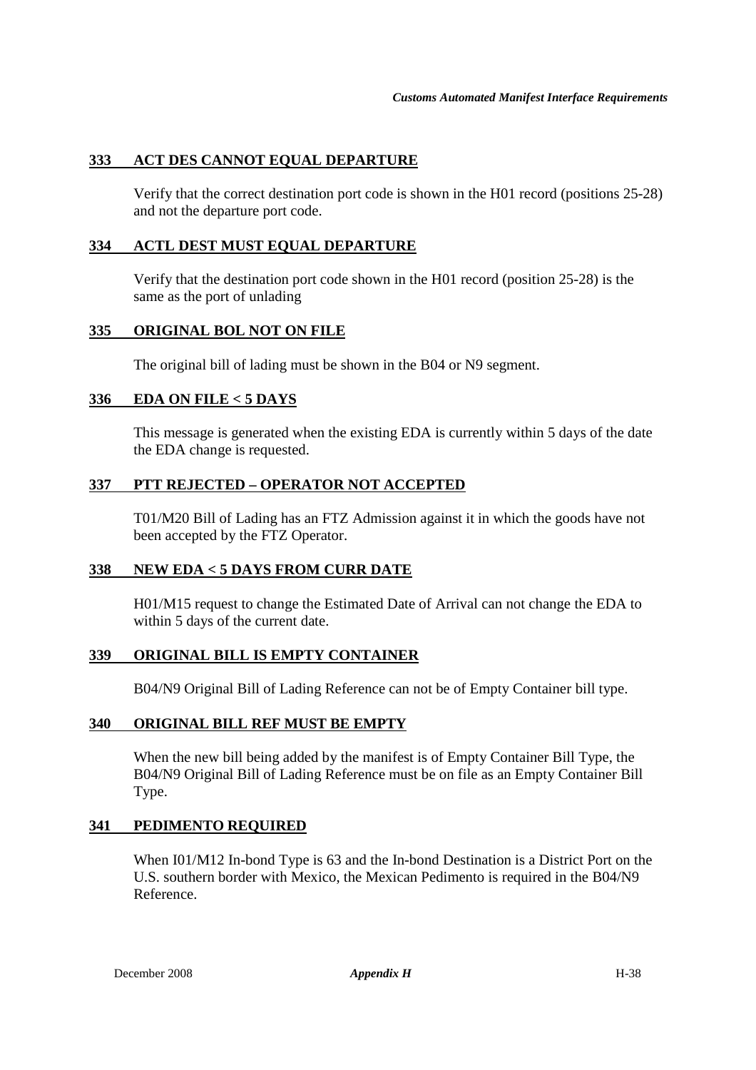### 333 ACT DES CANNOT EQUAL DEPARTURE

Verify that the correct destination port code is shown in the H01 record (positions 25-28) and not the departure port code.

### 334 ACTL DEST MUST EQUAL DEPARTURE

Verify that the destination port code shown in the H01 record (position 25-28) is the same as the port of unlading

### 335 ORIGINAL BOL NOT ON FILE

The original bill of lading must be shown in the B04 or N9 segment.

### 336 EDA ON FILE < 5 DAYS

This message is generated when the existing EDA is currently within 5 days of the date the EDA change is requested.

### 337 PTT REJECTED – OPERATOR NOT ACCEPTED

T01/M20 Bill of Lading has an FTZ Admission against it in which the goods have not been accepted by the FTZ Operator.

### 338 NEW EDA < 5 DAYS FROM CURR DATE

H01/M15 request to change the Estimated Date of Arrival can not change the EDA to within 5 days of the current date.

### 339 ORIGINAL BILL IS EMPTY CONTAINER

B04/N9 Original Bill of Lading Reference can not be of Empty Container bill type.

### 340 ORIGINAL BILL REF MUST BE EMPTY

When the new bill being added by the manifest is of Empty Container Bill Type, the B04/N9 Original Bill of Lading Reference must be on file as an Empty Container Bill Type.

### 341 PEDIMENTO REQUIRED

When I01/M12 In-bond Type is 63 and the In-bond Destination is a District Port on the U.S. southern border with Mexico, the Mexican Pedimento is required in the B04/N9 Reference.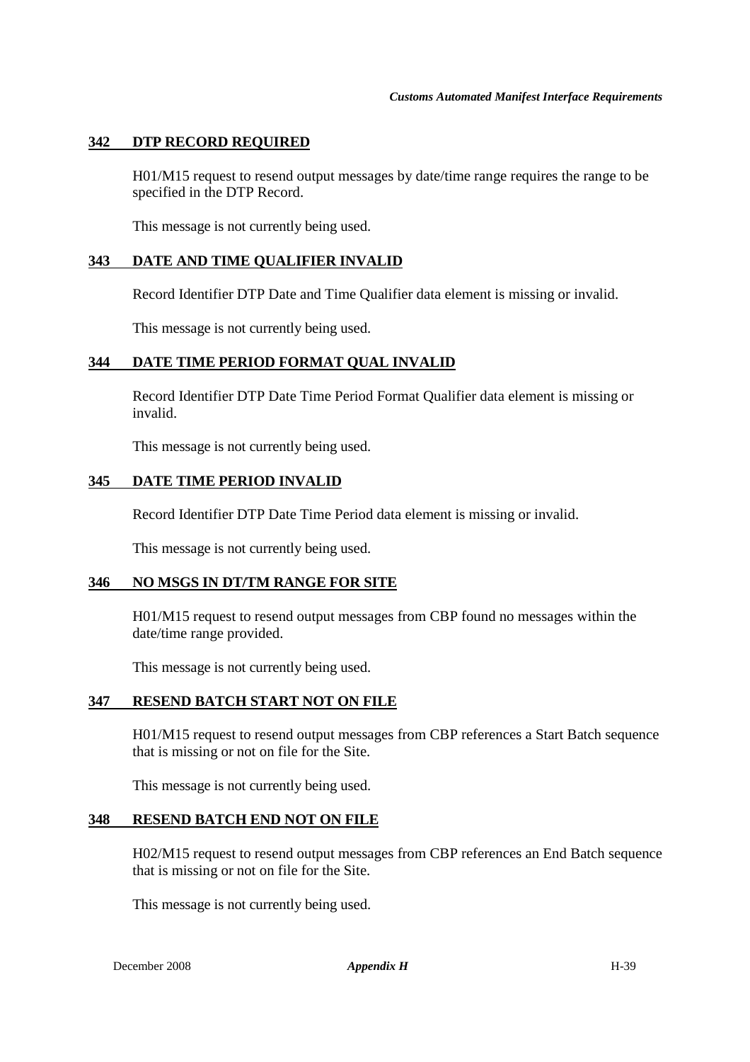### 342 DTP RECORD REQUIRED

H01/M15 request to resend output messages by date/time range requires the range to be specified in the DTP Record.

This message is not currently being used.

### 343 DATE AND TIME QUALIFIER INVALID

Record Identifier DTP Date and Time Qualifier data element is missing or invalid.

This message is not currently being used.

### 344 DATE TIME PERIOD FORMAT QUAL INVALID

Record Identifier DTP Date Time Period Format Qualifier data element is missing or invalid.

This message is not currently being used.

### 345 DATE TIME PERIOD INVALID

Record Identifier DTP Date Time Period data element is missing or invalid.

This message is not currently being used.

### 346 NO MSGS IN DT/TM RANGE FOR SITE

H01/M15 request to resend output messages from CBP found no messages within the date/time range provided.

This message is not currently being used.

### 347 RESEND BATCH START NOT ON FILE

H01/M15 request to resend output messages from CBP references a Start Batch sequence that is missing or not on file for the Site.

This message is not currently being used.

### 348 RESEND BATCH END NOT ON FILE

H02/M15 request to resend output messages from CBP references an End Batch sequence that is missing or not on file for the Site.

This message is not currently being used.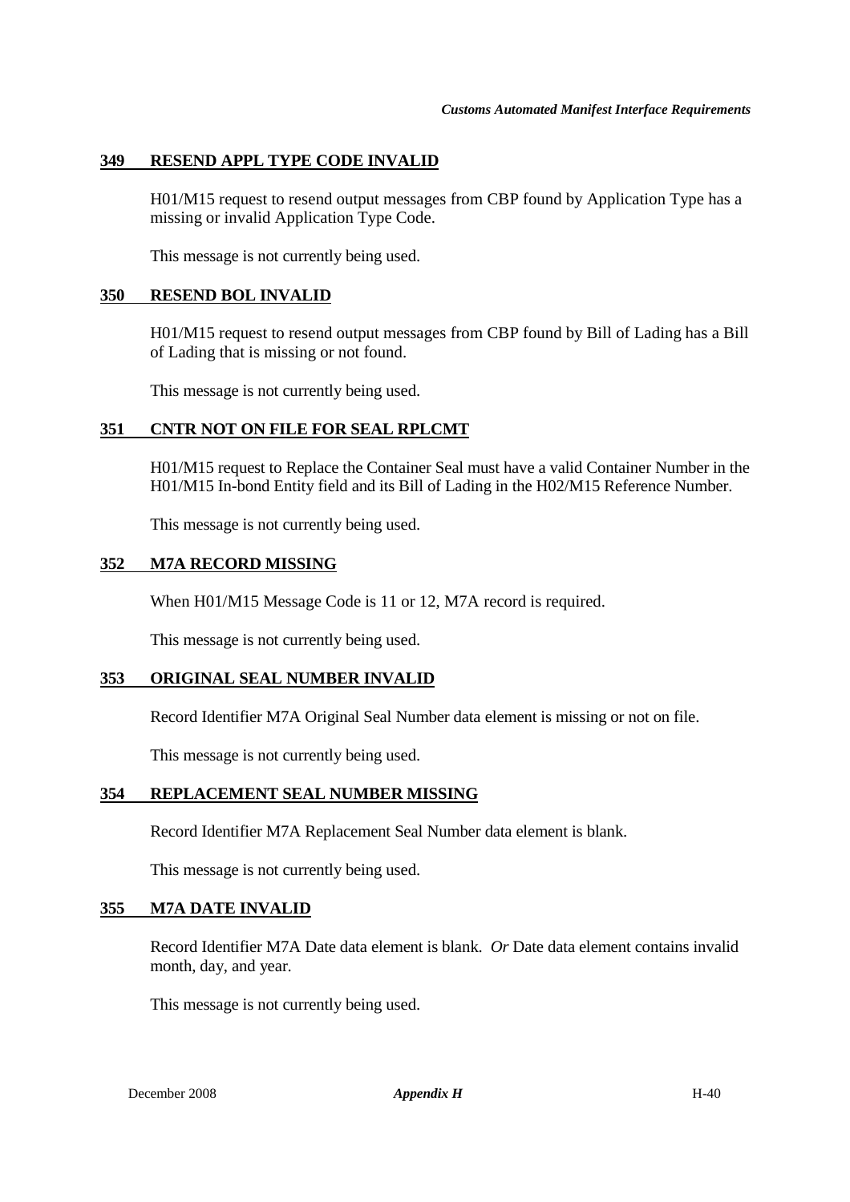### 349 RESEND APPL TYPE CODE INVALID

H01/M15 request to resend output messages from CBP found by Application Type has a missing or invalid Application Type Code.

This message is not currently being used.

### 350 RESEND BOL INVALID

H01/M15 request to resend output messages from CBP found by Bill of Lading has a Bill of Lading that is missing or not found.

This message is not currently being used.

### 351 CNTR NOT ON FILE FOR SEAL RPLCMT

H01/M15 request to Replace the Container Seal must have a valid Container Number in the H01/M15 In-bond Entity field and its Bill of Lading in the H02/M15 Reference Number.

This message is not currently being used.

### 352 M7A RECORD MISSING

When H01/M15 Message Code is 11 or 12, M7A record is required.

This message is not currently being used.

### 353 ORIGINAL SEAL NUMBER INVALID

Record Identifier M7A Original Seal Number data element is missing or not on file.

This message is not currently being used.

### 354 REPLACEMENT SEAL NUMBER MISSING

Record Identifier M7A Replacement Seal Number data element is blank.

This message is not currently being used.

### 355 M7A DATE INVALID

Record Identifier M7A Date data element is blank. *Or* Date data element contains invalid month, day, and year.

This message is not currently being used.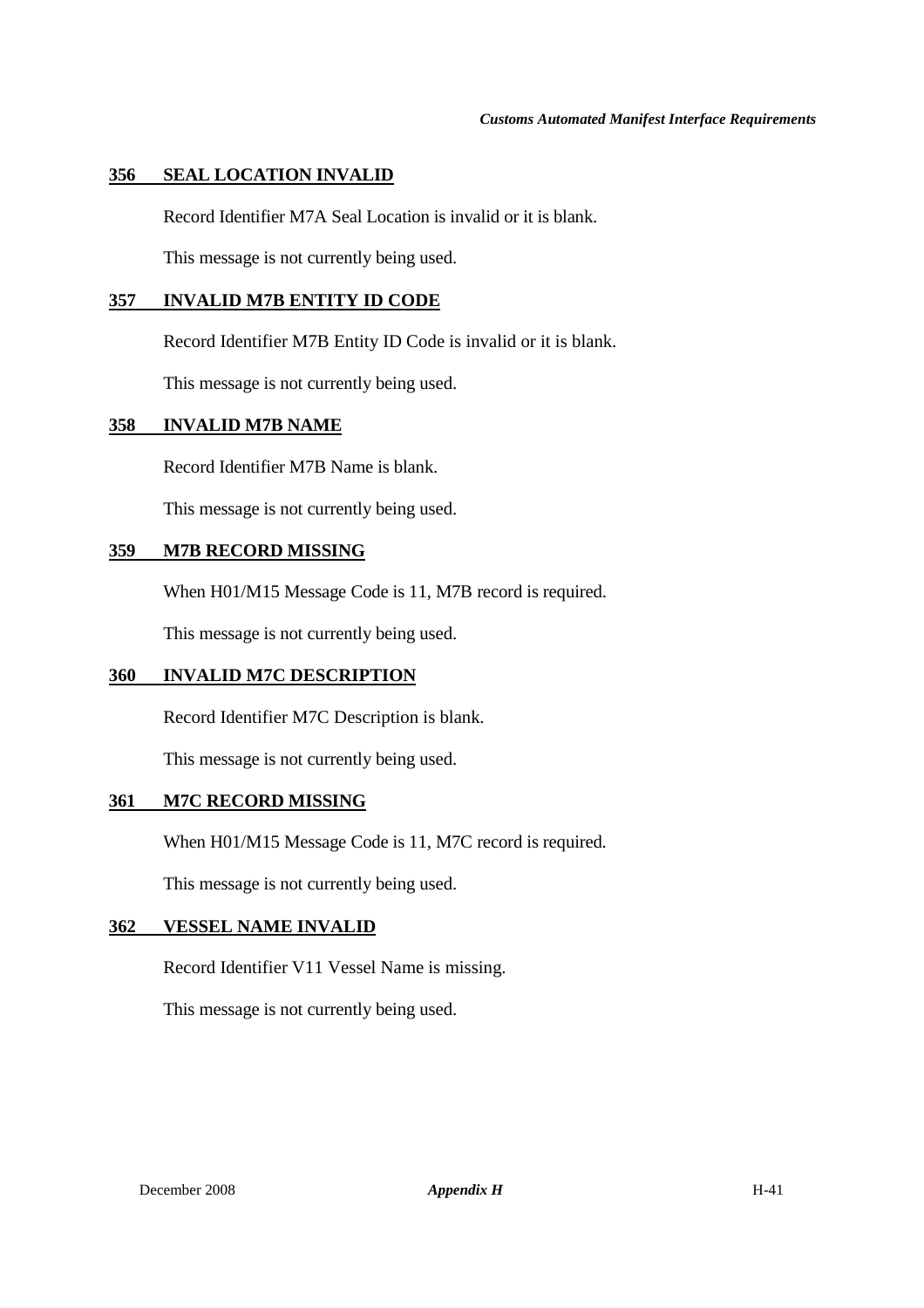### 356 SEAL LOCATION INVALID

Record Identifier M7A Seal Location is invalid or it is blank.

This message is not currently being used.

### 357 INVALID M7B ENTITY ID CODE

Record Identifier M7B Entity ID Code is invalid or it is blank.

This message is not currently being used.

### 358 INVALID M7B NAME

Record Identifier M7B Name is blank.

This message is not currently being used.

### 359 M7B RECORD MISSING

When H01/M15 Message Code is 11, M7B record is required.

This message is not currently being used.

### 360 INVALID M7C DESCRIPTION

Record Identifier M7C Description is blank.

This message is not currently being used.

### 361 M7C RECORD MISSING

When H01/M15 Message Code is 11, M7C record is required.

This message is not currently being used.

### 362 VESSEL NAME INVALID

Record Identifier V11 Vessel Name is missing.

This message is not currently being used.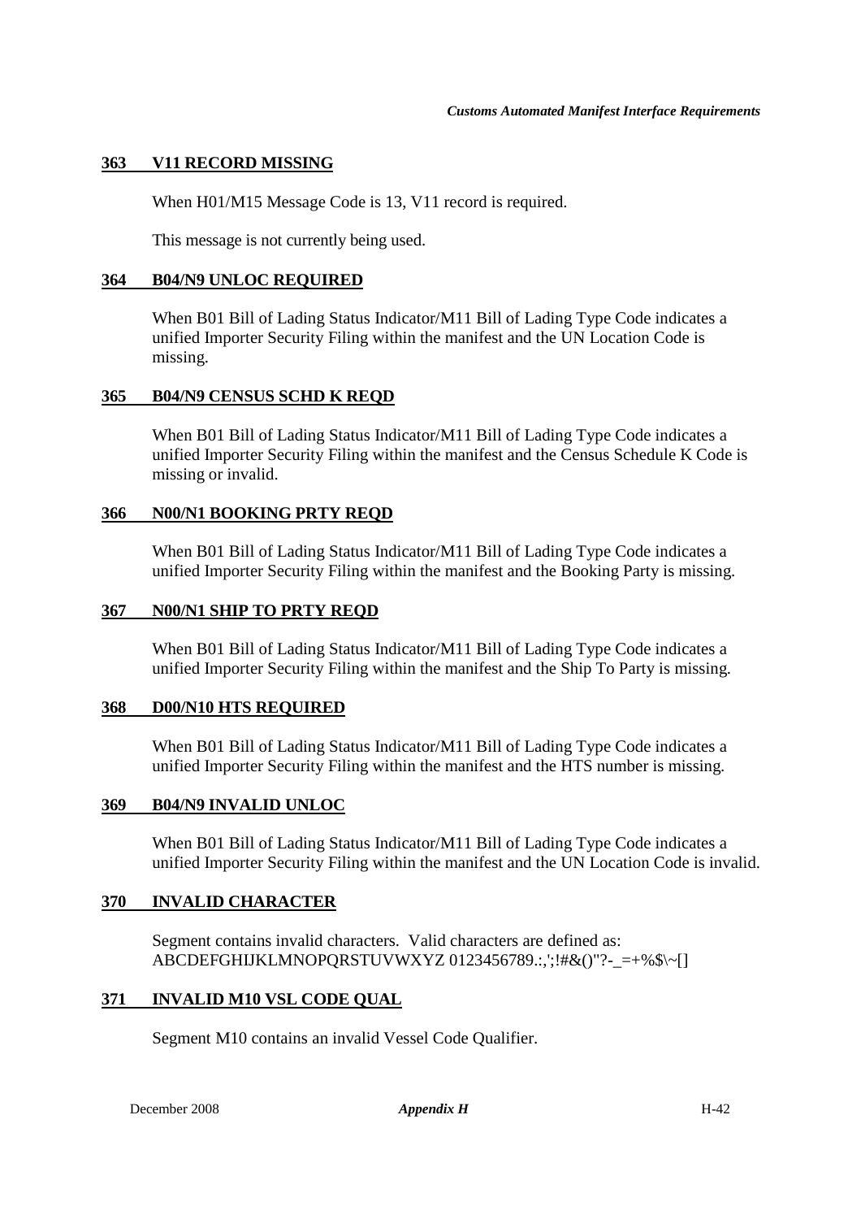### 363 V11 RECORD MISSING

When H01/M15 Message Code is 13, V11 record is required.

This message is not currently being used.

### 364 B04/N9 UNLOC REQUIRED

When B01 Bill of Lading Status Indicator/M11 Bill of Lading Type Code indicates a unified Importer Security Filing within the manifest and the UN Location Code is missing.

### 365 B04/N9 CENSUS SCHD K REQD

When B01 Bill of Lading Status Indicator/M11 Bill of Lading Type Code indicates a unified Importer Security Filing within the manifest and the Census Schedule K Code is missing or invalid.

### 366 N00/N1 BOOKING PRTY REQD

When B01 Bill of Lading Status Indicator/M11 Bill of Lading Type Code indicates a unified Importer Security Filing within the manifest and the Booking Party is missing.

### 367 N00/N1 SHIP TO PRTY REQD

When B01 Bill of Lading Status Indicator/M11 Bill of Lading Type Code indicates a unified Importer Security Filing within the manifest and the Ship To Party is missing.

### 368 D00/N10 HTS REQUIRED

When B01 Bill of Lading Status Indicator/M11 Bill of Lading Type Code indicates a unified Importer Security Filing within the manifest and the HTS number is missing.

### 369 B04/N9 INVALID UNLOC

When B01 Bill of Lading Status Indicator/M11 Bill of Lading Type Code indicates a unified Importer Security Filing within the manifest and the UN Location Code is invalid.

### 370 INVALID CHARACTER

Segment contains invalid characters. Valid characters are defined as:
ABCDEFGHIJKLMNOPQRSTUVWXYZ 0123456789.:,';!#&()"?-_=+%$\~[]

### 371 INVALID M10 VSL CODE QUAL

Segment M10 contains an invalid Vessel Code Qualifier.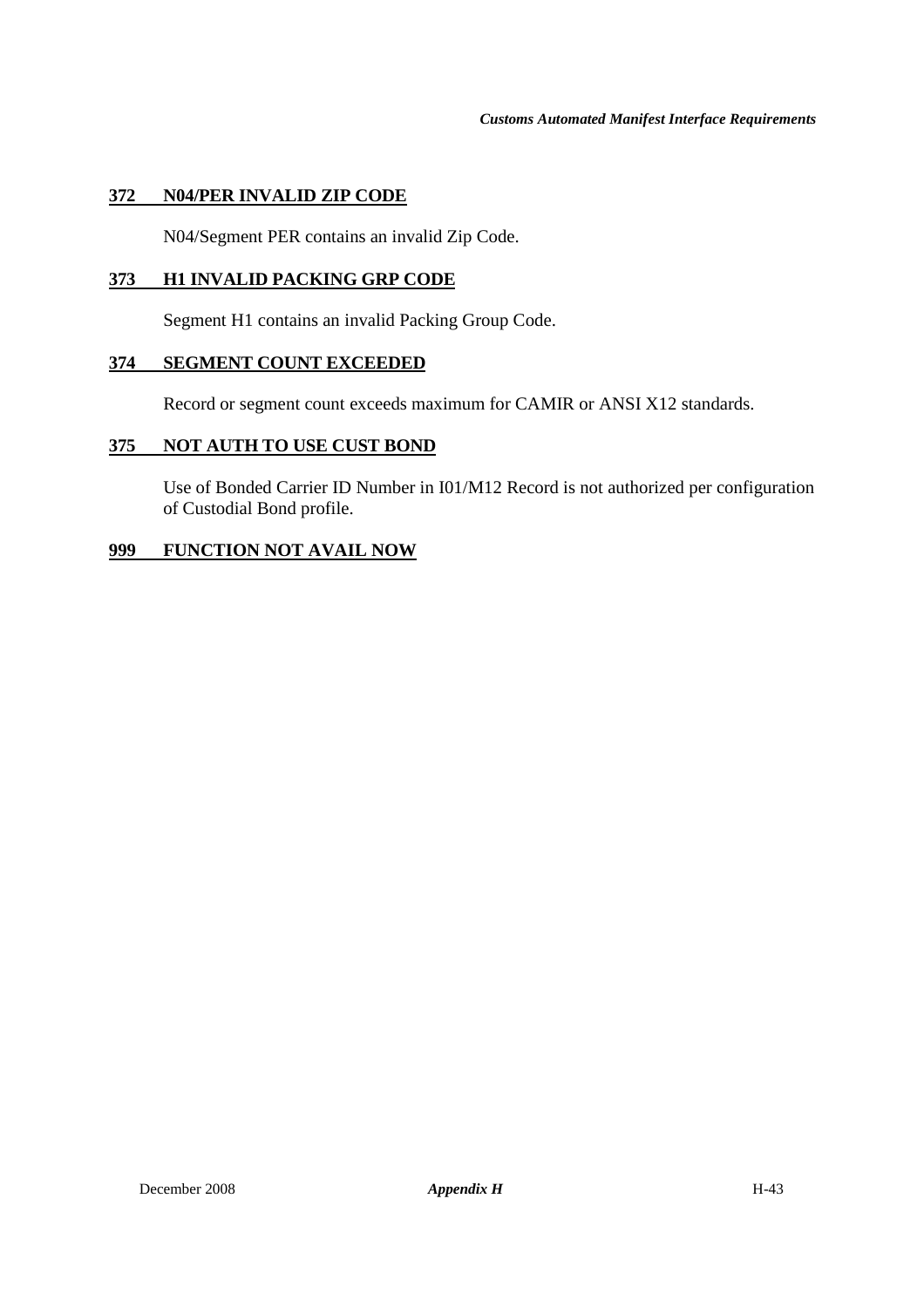**372 N04/PER INVALID ZIP CODE**

N04/Segment PER contains an invalid Zip Code.

**373 H1 INVALID PACKING GRP CODE**

Segment H1 contains an invalid Packing Group Code.

**374 SEGMENT COUNT EXCEEDED**

Record or segment count exceeds maximum for CAMIR or ANSI X12 standards.

**375 NOT AUTH TO USE CUST BOND**

Use of Bonded Carrier ID Number in I01/M12 Record is not authorized per configuration of Custodial Bond profile.

**999 FUNCTION NOT AVAIL NOW**